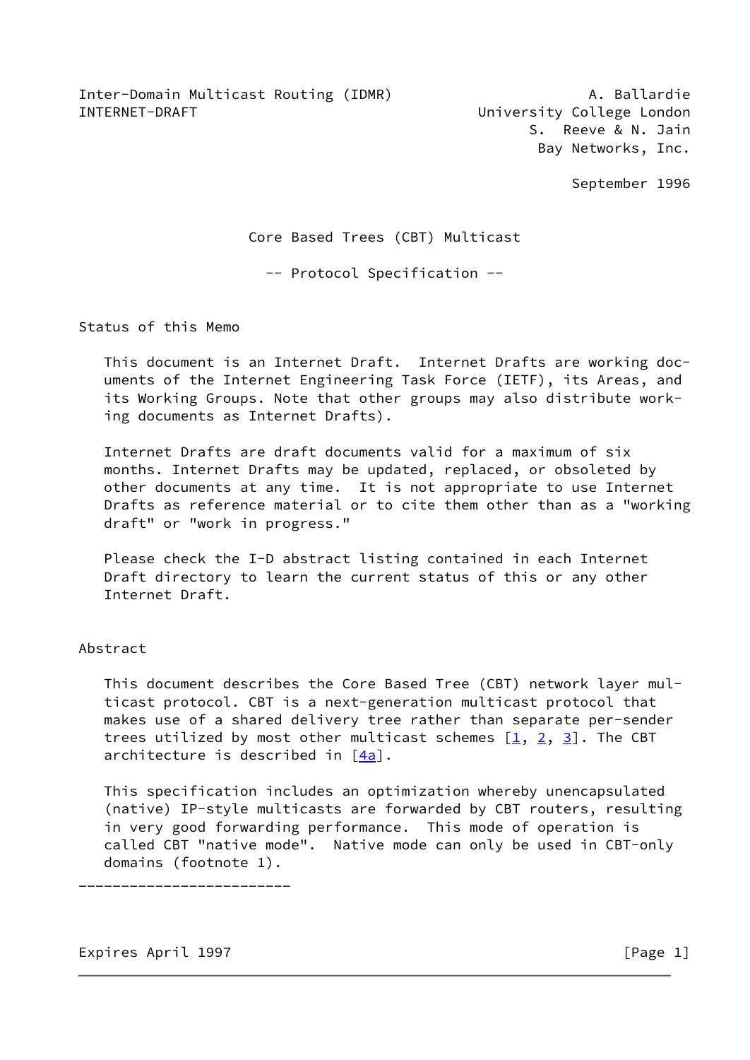Inter-Domain Multicast Routing (IDMR)
INTERNET-DRAFT

A. Ballardie
University College London
S. Reeve & N. Jain
Bay Networks, Inc.

September 1996

# Core Based Trees (CBT) Multicast

## -- Protocol Specification --

## Status of this Memo

This document is an Internet Draft. Internet Drafts are working documents of the Internet Engineering Task Force (IETF), its Areas, and its Working Groups. Note that other groups may also distribute working documents as Internet Drafts).

Internet Drafts are draft documents valid for a maximum of six months. Internet Drafts may be updated, replaced, or obsoleted by other documents at any time. It is not appropriate to use Internet Drafts as reference material or to cite them other than as a "working draft" or "work in progress."

Please check the I-D abstract listing contained in each Internet Draft directory to learn the current status of this or any other Internet Draft.

## Abstract

This document describes the Core Based Tree (CBT) network layer multicast protocol. CBT is a next-generation multicast protocol that makes use of a shared delivery tree rather than separate per-sender trees utilized by most other multicast schemes [1, 2, 3]. The CBT architecture is described in [4a].

This specification includes an optimization whereby unencapsulated (native) IP-style multicasts are forwarded by CBT routers, resulting in very good forwarding performance. This mode of operation is called CBT "native mode". Native mode can only be used in CBT-only domains (footnote 1).

_________________________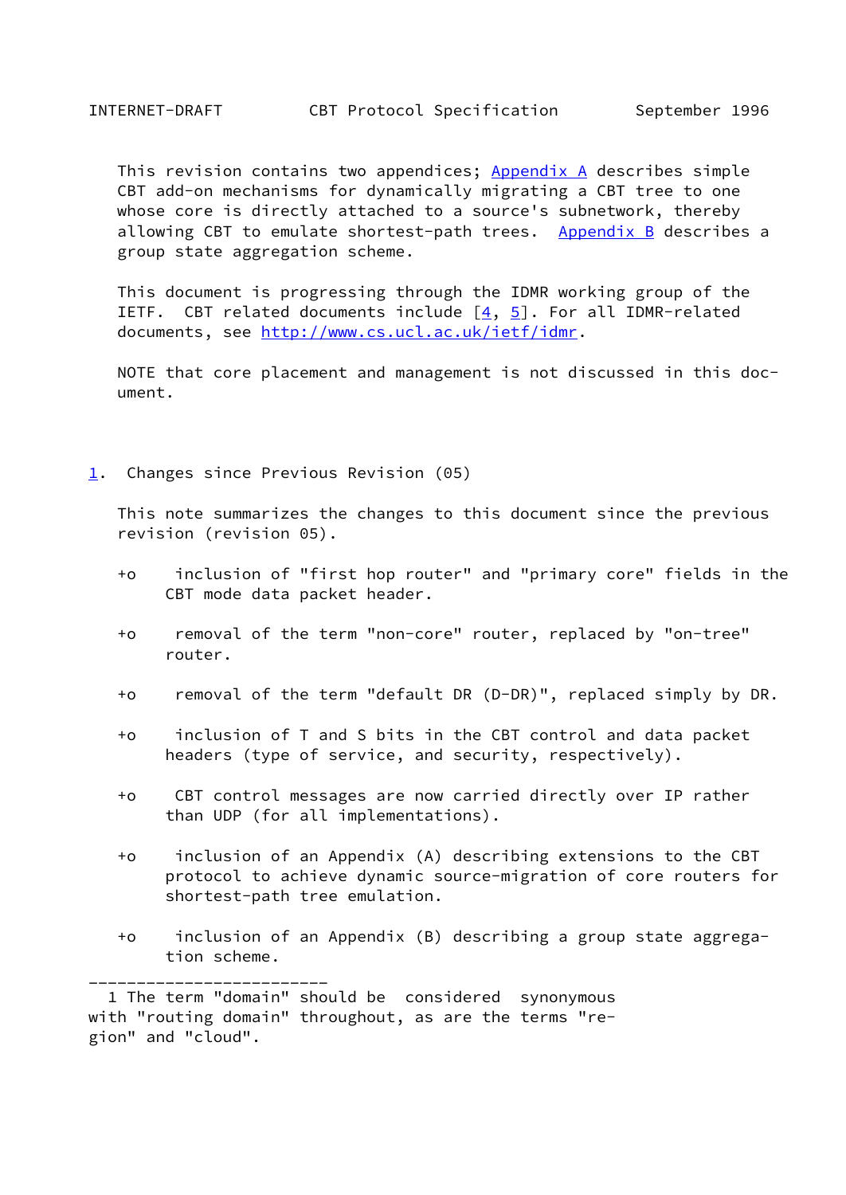This revision contains two appendices; Appendix A describes simple CBT add-on mechanisms for dynamically migrating a CBT tree to one whose core is directly attached to a source's subnetwork, thereby allowing CBT to emulate shortest-path trees. Appendix B describes a group state aggregation scheme.

This document is progressing through the IDMR working group of the IETF. CBT related documents include [4, 5]. For all IDMR-related documents, see http://www.cs.ucl.ac.uk/ietf/idmr.

NOTE that core placement and management is not discussed in this document.

## 1. Changes since Previous Revision (05)

This note summarizes the changes to this document since the previous revision (revision 05).

- inclusion of "first hop router" and "primary core" fields in the CBT mode data packet header.
- removal of the term "non-core" router, replaced by "on-tree" router.
- removal of the term "default DR (D-DR)", replaced simply by DR.
- inclusion of T and S bits in the CBT control and data packet headers (type of service, and security, respectively).
- CBT control messages are now carried directly over IP rather than UDP (for all implementations).
- inclusion of an Appendix (A) describing extensions to the CBT protocol to achieve dynamic source-migration of core routers for shortest-path tree emulation.
- inclusion of an Appendix (B) describing a group state aggregation scheme.

---

1 The term "domain" should be considered synonymous with "routing domain" throughout, as are the terms "region" and "cloud".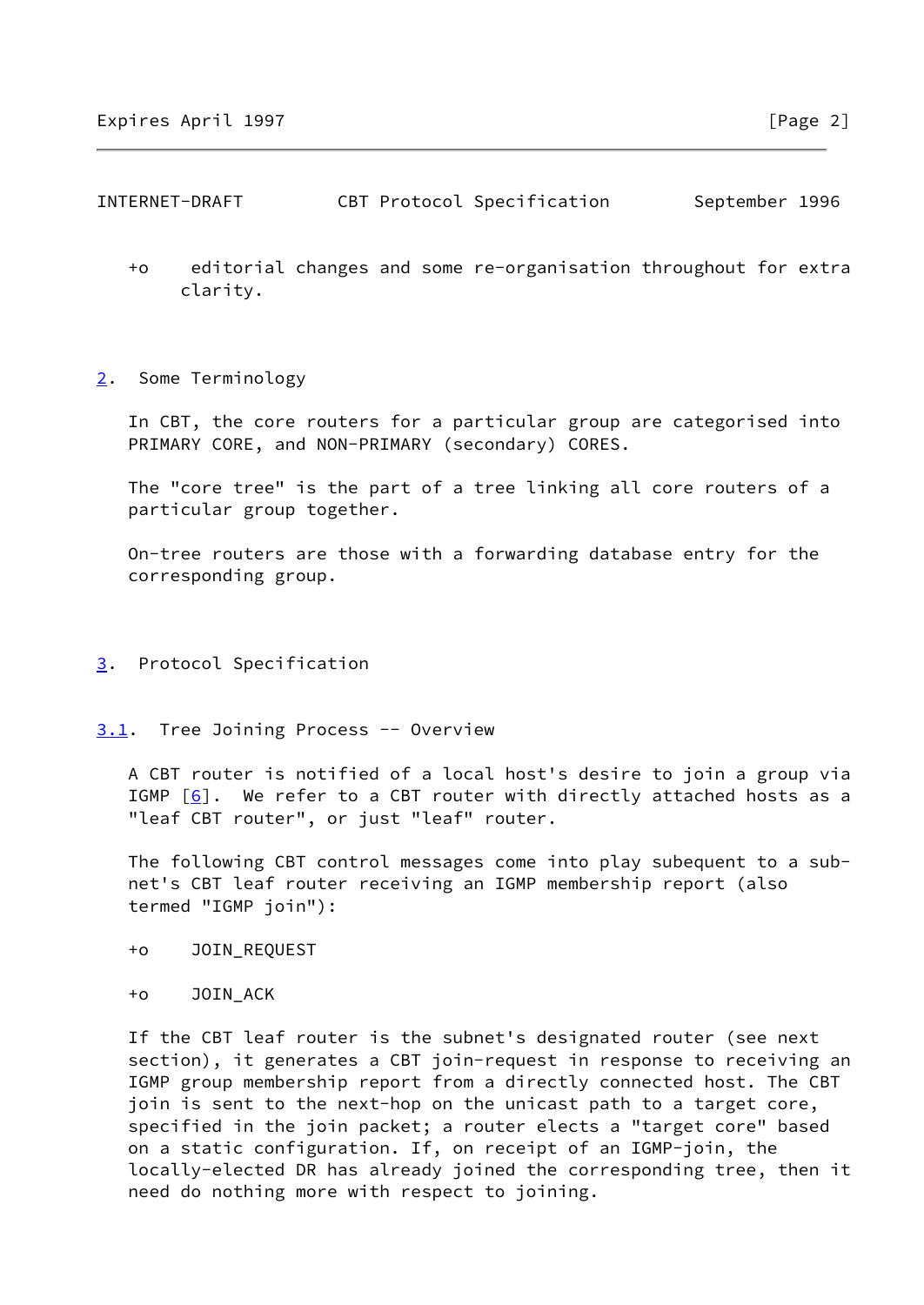+o editorial changes and some re-organisation throughout for extra clarity.

## 2. Some Terminology

In CBT, the core routers for a particular group are categorised into PRIMARY CORE, and NON-PRIMARY (secondary) CORES.

The "core tree" is the part of a tree linking all core routers of a particular group together.

On-tree routers are those with a forwarding database entry for the corresponding group.

## 3. Protocol Specification

### 3.1. Tree Joining Process -- Overview

A CBT router is notified of a local host's desire to join a group via IGMP [6]. We refer to a CBT router with directly attached hosts as a "leaf CBT router", or just "leaf" router.

The following CBT control messages come into play subequent to a sub-net's CBT leaf router receiving an IGMP membership report (also termed "IGMP join"):

+o JOIN_REQUEST

+o JOIN_ACK

If the CBT leaf router is the subnet's designated router (see next section), it generates a CBT join-request in response to receiving an IGMP group membership report from a directly connected host. The CBT join is sent to the next-hop on the unicast path to a target core, specified in the join packet; a router elects a "target core" based on a static configuration. If, on receipt of an IGMP-join, the locally-elected DR has already joined the corresponding tree, then it need do nothing more with respect to joining.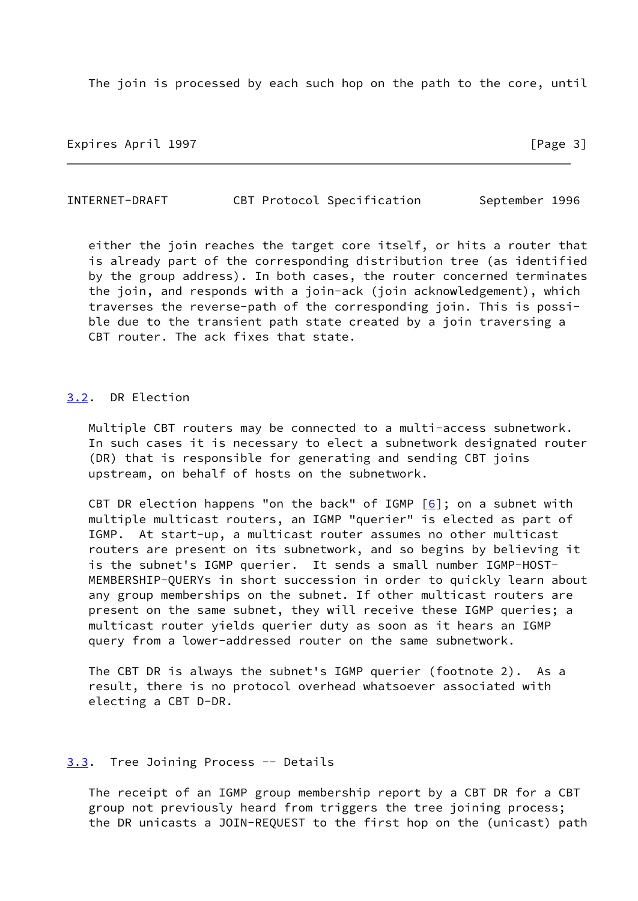The join is processed by each such hop on the path to the core, until either the join reaches the target core itself, or hits a router that is already part of the corresponding distribution tree (as identified by the group address). In both cases, the router concerned terminates the join, and responds with a join-ack (join acknowledgement), which traverses the reverse-path of the corresponding join. This is possible due to the transient path state created by a join traversing a CBT router. The ack fixes that state.

## 3.2. DR Election

Multiple CBT routers may be connected to a multi-access subnetwork. In such cases it is necessary to elect a subnetwork designated router (DR) that is responsible for generating and sending CBT joins upstream, on behalf of hosts on the subnetwork.

CBT DR election happens "on the back" of IGMP [6]; on a subnet with multiple multicast routers, an IGMP "querier" is elected as part of IGMP. At start-up, a multicast router assumes no other multicast routers are present on its subnetwork, and so begins by believing it is the subnet's IGMP querier. It sends a small number IGMP-HOST-MEMBERSHIP-QUERYs in short succession in order to quickly learn about any group memberships on the subnet. If other multicast routers are present on the same subnet, they will receive these IGMP queries; a multicast router yields querier duty as soon as it hears an IGMP query from a lower-addressed router on the same subnetwork.

The CBT DR is always the subnet's IGMP querier (footnote 2). As a result, there is no protocol overhead whatsoever associated with electing a CBT D-DR.

## 3.3. Tree Joining Process -- Details

The receipt of an IGMP group membership report by a CBT DR for a CBT group not previously heard from triggers the tree joining process; the DR unicasts a JOIN-REQUEST to the first hop on the (unicast) path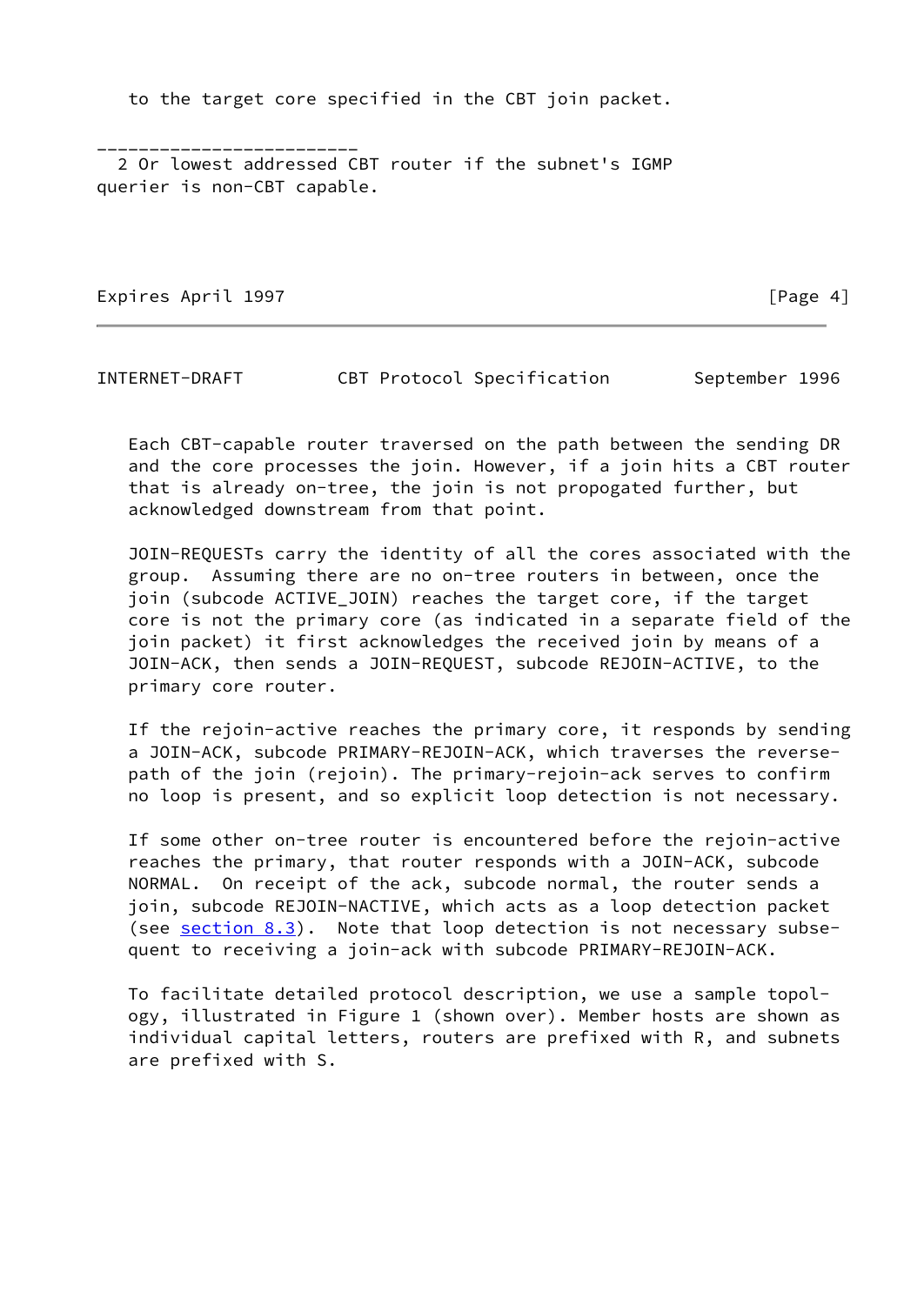to the target core specified in the CBT join packet.

---

2 Or lowest addressed CBT router if the subnet's IGMP querier is non-CBT capable.

Each CBT-capable router traversed on the path between the sending DR and the core processes the join. However, if a join hits a CBT router that is already on-tree, the join is not propogated further, but acknowledged downstream from that point.

JOIN-REQUESTs carry the identity of all the cores associated with the group. Assuming there are no on-tree routers in between, once the join (subcode ACTIVE_JOIN) reaches the target core, if the target core is not the primary core (as indicated in a separate field of the join packet) it first acknowledges the received join by means of a JOIN-ACK, then sends a JOIN-REQUEST, subcode REJOIN-ACTIVE, to the primary core router.

If the rejoin-active reaches the primary core, it responds by sending a JOIN-ACK, subcode PRIMARY-REJOIN-ACK, which traverses the reverse-path of the join (rejoin). The primary-rejoin-ack serves to confirm no loop is present, and so explicit loop detection is not necessary.

If some other on-tree router is encountered before the rejoin-active reaches the primary, that router responds with a JOIN-ACK, subcode NORMAL. On receipt of the ack, subcode normal, the router sends a join, subcode REJOIN-NACTIVE, which acts as a loop detection packet (see section 8.3). Note that loop detection is not necessary subsequent to receiving a join-ack with subcode PRIMARY-REJOIN-ACK.

To facilitate detailed protocol description, we use a sample topology, illustrated in Figure 1 (shown over). Member hosts are shown as individual capital letters, routers are prefixed with R, and subnets are prefixed with S.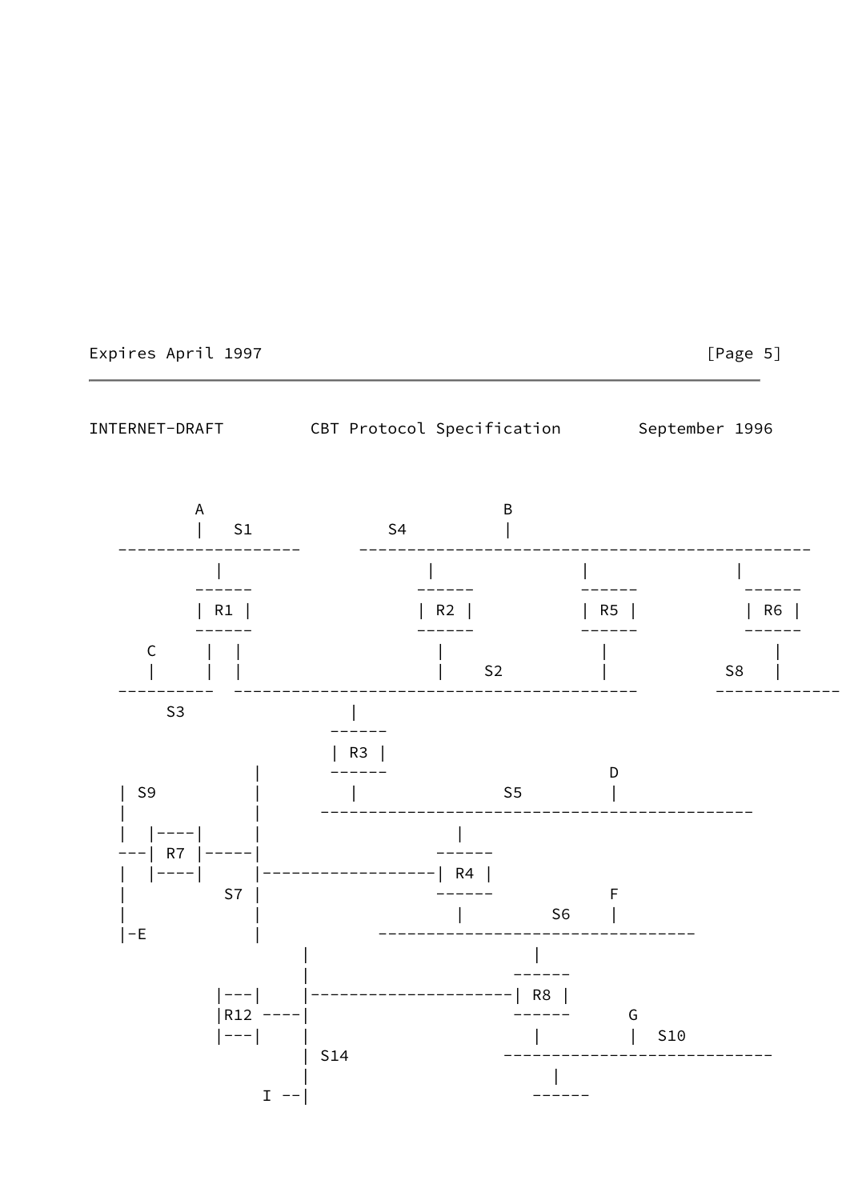```
         A                              B
         |   S1             S4          |
   -------------------      ----------------------------------------------
           |                     |                |               |
         ------                ------           ------          ------
         | R1 |                | R2 |           | R5 |          | R6 |
         ------                ------           ------          ------
    C      |  |                  |                |                |
    |      |  |                  |    S2          |           S8   |
   ----------  -----------------------------------------        -------------
      S3                 |
                       ------
                       | R3 |
                |      ------                         D
   | S9         |        |               S5           |
   |            |      --------------------------------------------
   |  |----|    |                  |
---| R7 |-----|                  ------
   |  |----|    |------------------| R4 |
   |         S7 |                  ------             F
   |            |                    |        S6      |
   |-E          |            --------------------------------
                     |                      |
                     |                    ------
             |---|   |---------------------| R8 |
             |R12 ----|                     ------      G
             |---|   |                      |         |  S10
                     | S14                ----------------------------
                     |                        |
                 I --|                      ------
```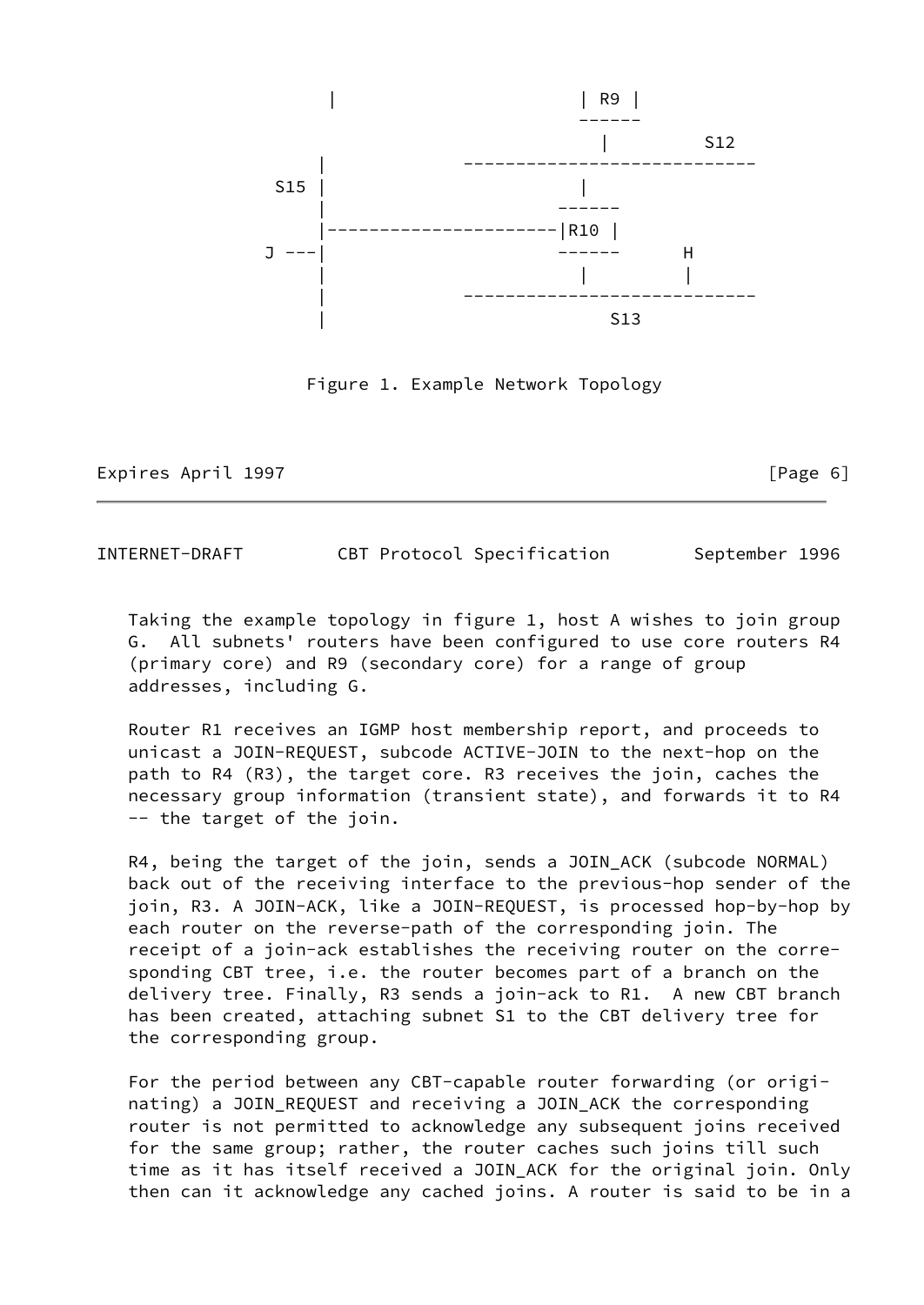```
             |                   | R9 |
                                 ------
                                   |         S12
            |           ---------------------------
        S15 |                      |
            |                    ------
            |--------------------|R10 |
        J --|                    ------      H
            |                      |         |
            |           ---------------------------
            |                        S13
```

Figure 1. Example Network Topology

Taking the example topology in figure 1, host A wishes to join group G. All subnets' routers have been configured to use core routers R4 (primary core) and R9 (secondary core) for a range of group addresses, including G.

Router R1 receives an IGMP host membership report, and proceeds to unicast a JOIN-REQUEST, subcode ACTIVE-JOIN to the next-hop on the path to R4 (R3), the target core. R3 receives the join, caches the necessary group information (transient state), and forwards it to R4 -- the target of the join.

R4, being the target of the join, sends a JOIN_ACK (subcode NORMAL) back out of the receiving interface to the previous-hop sender of the join, R3. A JOIN-ACK, like a JOIN-REQUEST, is processed hop-by-hop by each router on the reverse-path of the corresponding join. The receipt of a join-ack establishes the receiving router on the corresponding CBT tree, i.e. the router becomes part of a branch on the delivery tree. Finally, R3 sends a join-ack to R1. A new CBT branch has been created, attaching subnet S1 to the CBT delivery tree for the corresponding group.

For the period between any CBT-capable router forwarding (or originating) a JOIN_REQUEST and receiving a JOIN_ACK the corresponding router is not permitted to acknowledge any subsequent joins received for the same group; rather, the router caches such joins till such time as it has itself received a JOIN_ACK for the original join. Only then can it acknowledge any cached joins. A router is said to be in a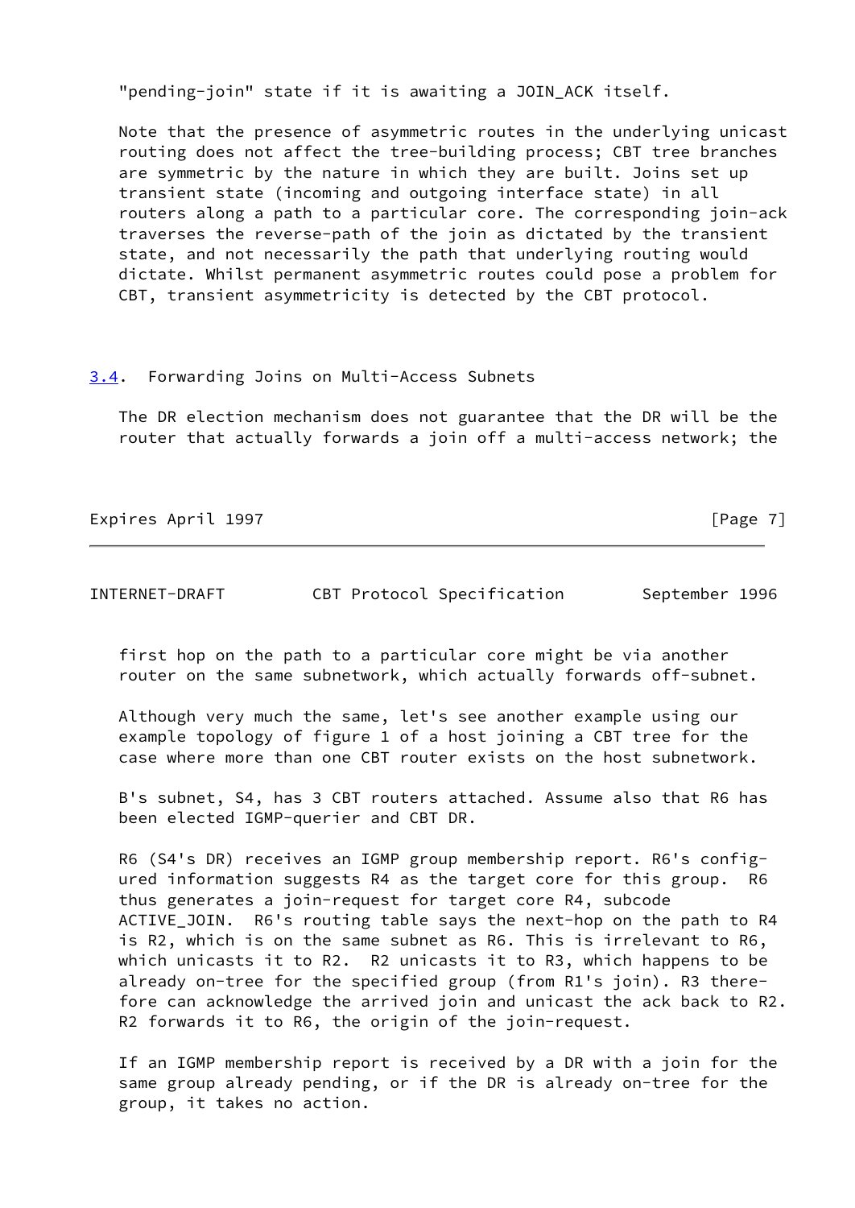"pending-join" state if it is awaiting a JOIN_ACK itself.

Note that the presence of asymmetric routes in the underlying unicast routing does not affect the tree-building process; CBT tree branches are symmetric by the nature in which they are built. Joins set up transient state (incoming and outgoing interface state) in all routers along a path to a particular core. The corresponding join-ack traverses the reverse-path of the join as dictated by the transient state, and not necessarily the path that underlying routing would dictate. Whilst permanent asymmetric routes could pose a problem for CBT, transient asymmetricity is detected by the CBT protocol.

## 3.4. Forwarding Joins on Multi-Access Subnets

The DR election mechanism does not guarantee that the DR will be the router that actually forwards a join off a multi-access network; the first hop on the path to a particular core might be via another router on the same subnetwork, which actually forwards off-subnet.

Although very much the same, let's see another example using our example topology of figure 1 of a host joining a CBT tree for the case where more than one CBT router exists on the host subnetwork.

B's subnet, S4, has 3 CBT routers attached. Assume also that R6 has been elected IGMP-querier and CBT DR.

R6 (S4's DR) receives an IGMP group membership report. R6's configured information suggests R4 as the target core for this group. R6 thus generates a join-request for target core R4, subcode ACTIVE_JOIN. R6's routing table says the next-hop on the path to R4 is R2, which is on the same subnet as R6. This is irrelevant to R6, which unicasts it to R2. R2 unicasts it to R3, which happens to be already on-tree for the specified group (from R1's join). R3 therefore can acknowledge the arrived join and unicast the ack back to R2. R2 forwards it to R6, the origin of the join-request.

If an IGMP membership report is received by a DR with a join for the same group already pending, or if the DR is already on-tree for the group, it takes no action.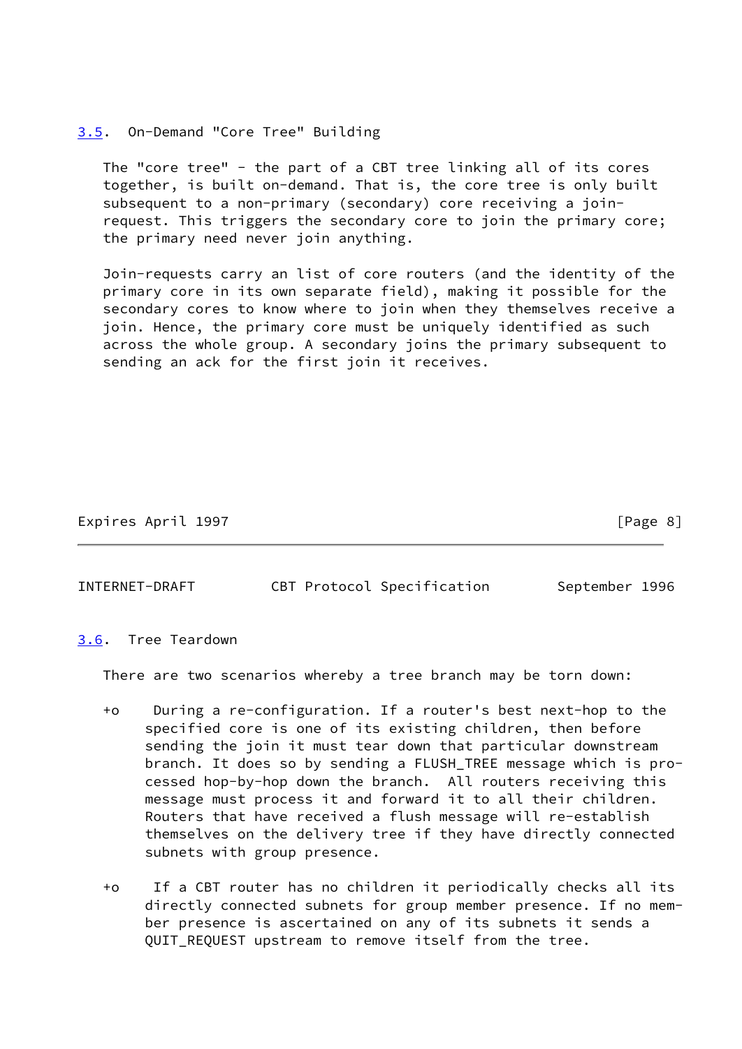### 3.5. On-Demand "Core Tree" Building

The "core tree" - the part of a CBT tree linking all of its cores together, is built on-demand. That is, the core tree is only built subsequent to a non-primary (secondary) core receiving a join-request. This triggers the secondary core to join the primary core; the primary need never join anything.

Join-requests carry an list of core routers (and the identity of the primary core in its own separate field), making it possible for the secondary cores to know where to join when they themselves receive a join. Hence, the primary core must be uniquely identified as such across the whole group. A secondary joins the primary subsequent to sending an ack for the first join it receives.

### 3.6. Tree Teardown

There are two scenarios whereby a tree branch may be torn down:

- During a re-configuration. If a router's best next-hop to the specified core is one of its existing children, then before sending the join it must tear down that particular downstream branch. It does so by sending a FLUSH_TREE message which is processed hop-by-hop down the branch. All routers receiving this message must process it and forward it to all their children. Routers that have received a flush message will re-establish themselves on the delivery tree if they have directly connected subnets with group presence.

- If a CBT router has no children it periodically checks all its directly connected subnets for group member presence. If no member presence is ascertained on any of its subnets it sends a QUIT_REQUEST upstream to remove itself from the tree.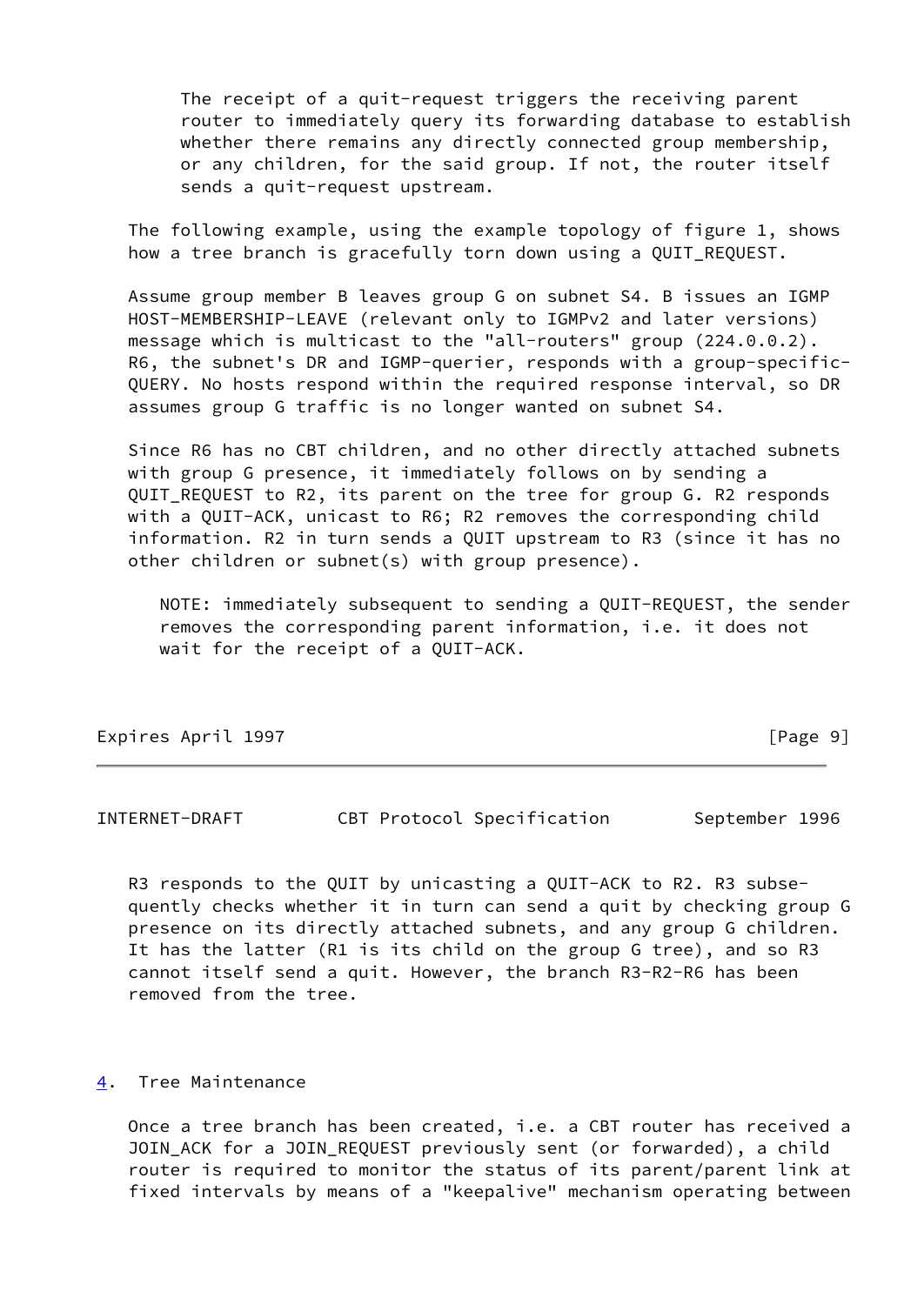The receipt of a quit-request triggers the receiving parent router to immediately query its forwarding database to establish whether there remains any directly connected group membership, or any children, for the said group. If not, the router itself sends a quit-request upstream.

The following example, using the example topology of figure 1, shows how a tree branch is gracefully torn down using a QUIT_REQUEST.

Assume group member B leaves group G on subnet S4. B issues an IGMP HOST-MEMBERSHIP-LEAVE (relevant only to IGMPv2 and later versions) message which is multicast to the "all-routers" group (224.0.0.2). R6, the subnet's DR and IGMP-querier, responds with a group-specific-QUERY. No hosts respond within the required response interval, so DR assumes group G traffic is no longer wanted on subnet S4.

Since R6 has no CBT children, and no other directly attached subnets with group G presence, it immediately follows on by sending a QUIT_REQUEST to R2, its parent on the tree for group G. R2 responds with a QUIT-ACK, unicast to R6; R2 removes the corresponding child information. R2 in turn sends a QUIT upstream to R3 (since it has no other children or subnet(s) with group presence).

> NOTE: immediately subsequent to sending a QUIT-REQUEST, the sender removes the corresponding parent information, i.e. it does not wait for the receipt of a QUIT-ACK.

R3 responds to the QUIT by unicasting a QUIT-ACK to R2. R3 subsequently checks whether it in turn can send a quit by checking group G presence on its directly attached subnets, and any group G children. It has the latter (R1 is its child on the group G tree), and so R3 cannot itself send a quit. However, the branch R3-R2-R6 has been removed from the tree.

## 4. Tree Maintenance

Once a tree branch has been created, i.e. a CBT router has received a JOIN_ACK for a JOIN_REQUEST previously sent (or forwarded), a child router is required to monitor the status of its parent/parent link at fixed intervals by means of a "keepalive" mechanism operating between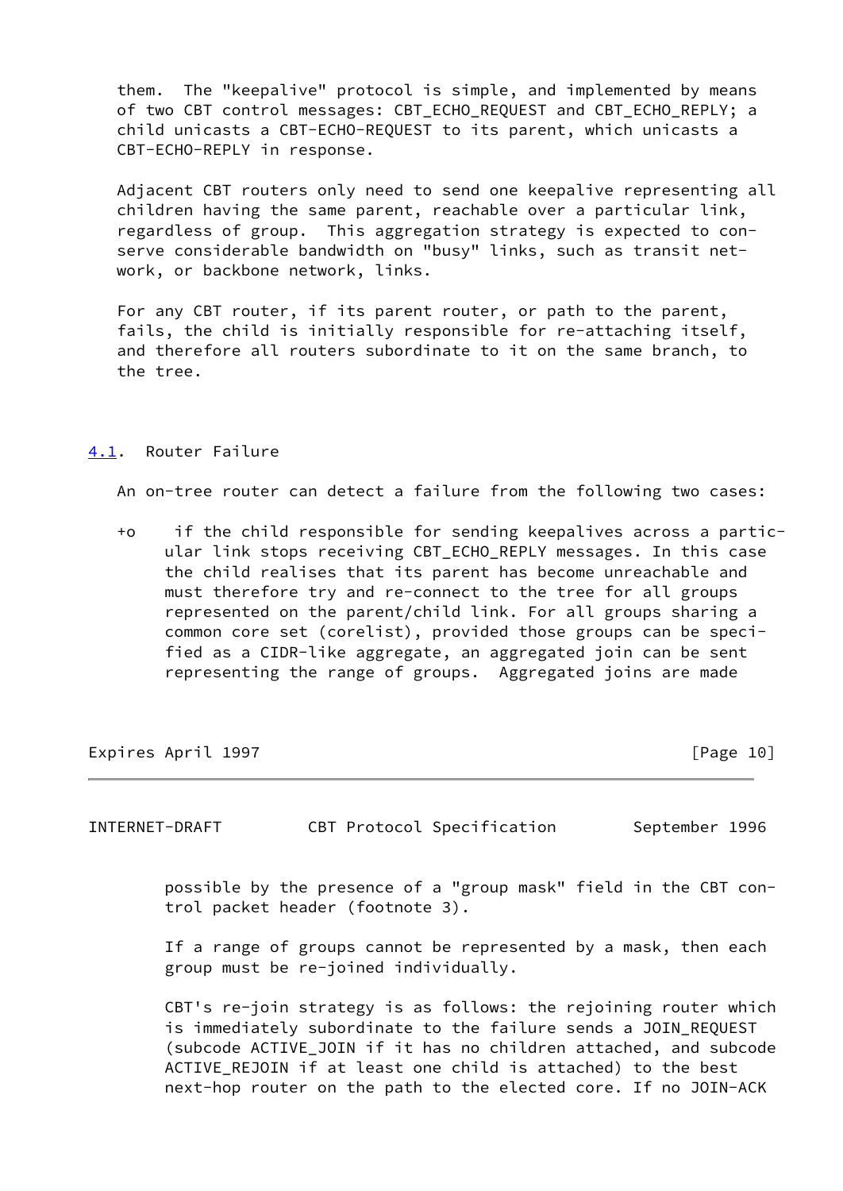them. The "keepalive" protocol is simple, and implemented by means of two CBT control messages: CBT_ECHO_REQUEST and CBT_ECHO_REPLY; a child unicasts a CBT-ECHO-REQUEST to its parent, which unicasts a CBT-ECHO-REPLY in response.

Adjacent CBT routers only need to send one keepalive representing all children having the same parent, reachable over a particular link, regardless of group. This aggregation strategy is expected to conserve considerable bandwidth on "busy" links, such as transit network, or backbone network, links.

For any CBT router, if its parent router, or path to the parent, fails, the child is initially responsible for re-attaching itself, and therefore all routers subordinate to it on the same branch, to the tree.

## 4.1. Router Failure

An on-tree router can detect a failure from the following two cases:

- if the child responsible for sending keepalives across a particular link stops receiving CBT_ECHO_REPLY messages. In this case the child realises that its parent has become unreachable and must therefore try and re-connect to the tree for all groups represented on the parent/child link. For all groups sharing a common core set (corelist), provided those groups can be specified as a CIDR-like aggregate, an aggregated join can be sent representing the range of groups. Aggregated joins are made possible by the presence of a "group mask" field in the CBT control packet header (footnote 3).

  If a range of groups cannot be represented by a mask, then each group must be re-joined individually.

  CBT's re-join strategy is as follows: the rejoining router which is immediately subordinate to the failure sends a JOIN_REQUEST (subcode ACTIVE_JOIN if it has no children attached, and subcode ACTIVE_REJOIN if at least one child is attached) to the best next-hop router on the path to the elected core. If no JOIN-ACK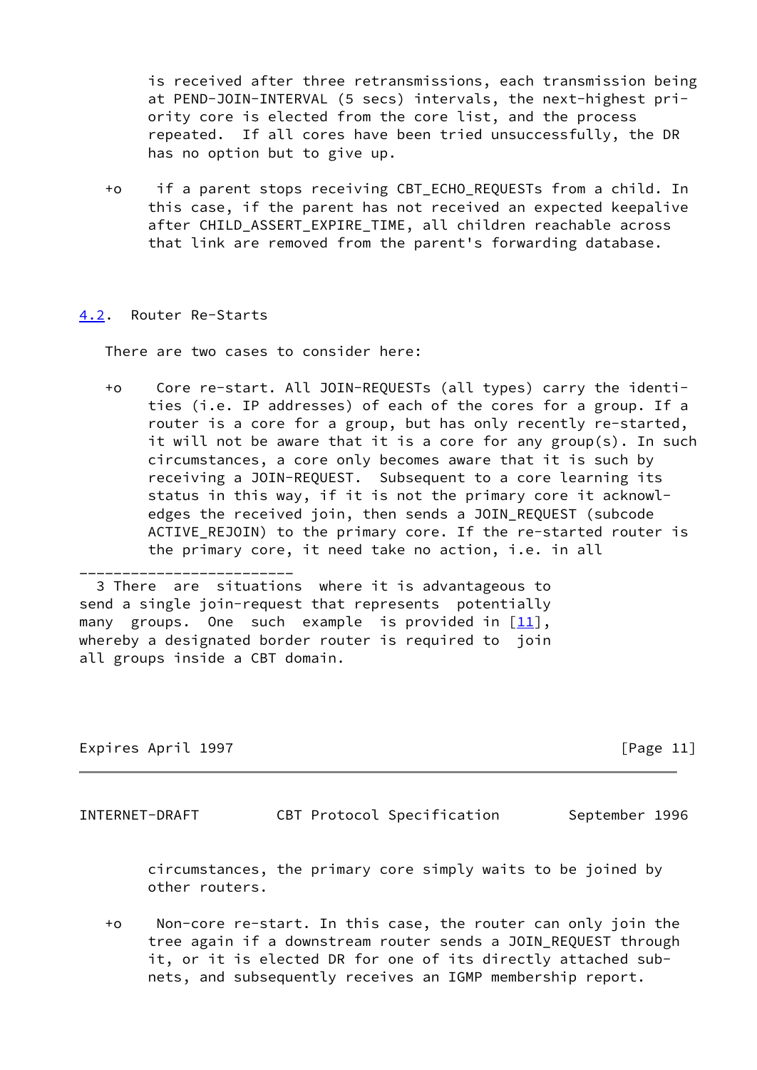is received after three retransmissions, each transmission being at PEND-JOIN-INTERVAL (5 secs) intervals, the next-highest priority core is elected from the core list, and the process repeated. If all cores have been tried unsuccessfully, the DR has no option but to give up.

- if a parent stops receiving CBT_ECHO_REQUESTs from a child. In this case, if the parent has not received an expected keepalive after CHILD_ASSERT_EXPIRE_TIME, all children reachable across that link are removed from the parent's forwarding database.

## 4.2. Router Re-Starts

There are two cases to consider here:

- Core re-start. All JOIN-REQUESTs (all types) carry the identities (i.e. IP addresses) of each of the cores for a group. If a router is a core for a group, but has only recently re-started, it will not be aware that it is a core for any group(s). In such circumstances, a core only becomes aware that it is such by receiving a JOIN-REQUEST. Subsequent to a core learning its status in this way, if it is not the primary core it acknowledges the received join, then sends a JOIN_REQUEST (subcode ACTIVE_REJOIN) to the primary core. If the re-started router is the primary core, it need take no action, i.e. in all circumstances, the primary core simply waits to be joined by other routers.

- Non-core re-start. In this case, the router can only join the tree again if a downstream router sends a JOIN_REQUEST through it, or it is elected DR for one of its directly attached subnets, and subsequently receives an IGMP membership report.

---

3 There are situations where it is advantageous to send a single join-request that represents potentially many groups. One such example is provided in [11], whereby a designated border router is required to join all groups inside a CBT domain.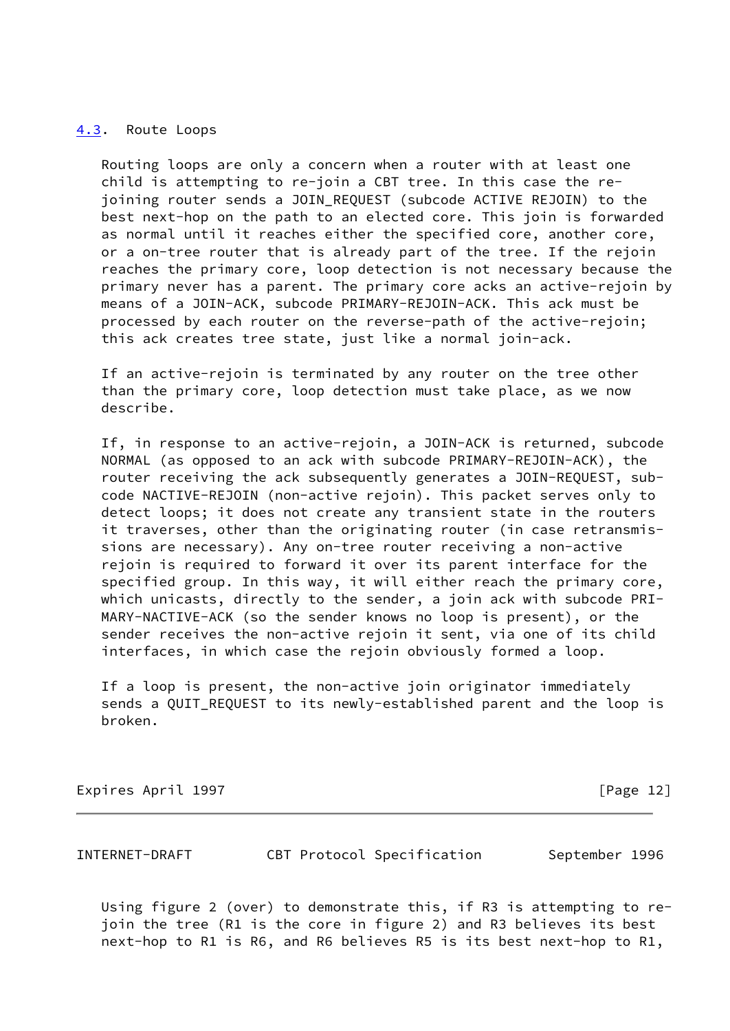## 4.3. Route Loops

Routing loops are only a concern when a router with at least one child is attempting to re-join a CBT tree. In this case the re-joining router sends a JOIN_REQUEST (subcode ACTIVE REJOIN) to the best next-hop on the path to an elected core. This join is forwarded as normal until it reaches either the specified core, another core, or a on-tree router that is already part of the tree. If the rejoin reaches the primary core, loop detection is not necessary because the primary never has a parent. The primary core acks an active-rejoin by means of a JOIN-ACK, subcode PRIMARY-REJOIN-ACK. This ack must be processed by each router on the reverse-path of the active-rejoin; this ack creates tree state, just like a normal join-ack.

If an active-rejoin is terminated by any router on the tree other than the primary core, loop detection must take place, as we now describe.

If, in response to an active-rejoin, a JOIN-ACK is returned, subcode NORMAL (as opposed to an ack with subcode PRIMARY-REJOIN-ACK), the router receiving the ack subsequently generates a JOIN-REQUEST, sub-code NACTIVE-REJOIN (non-active rejoin). This packet serves only to detect loops; it does not create any transient state in the routers it traverses, other than the originating router (in case retransmis-sions are necessary). Any on-tree router receiving a non-active rejoin is required to forward it over its parent interface for the specified group. In this way, it will either reach the primary core, which unicasts, directly to the sender, a join ack with subcode PRI-MARY-NACTIVE-ACK (so the sender knows no loop is present), or the sender receives the non-active rejoin it sent, via one of its child interfaces, in which case the rejoin obviously formed a loop.

If a loop is present, the non-active join originator immediately sends a QUIT_REQUEST to its newly-established parent and the loop is broken.

Using figure 2 (over) to demonstrate this, if R3 is attempting to re-join the tree (R1 is the core in figure 2) and R3 believes its best next-hop to R1 is R6, and R6 believes R5 is its best next-hop to R1,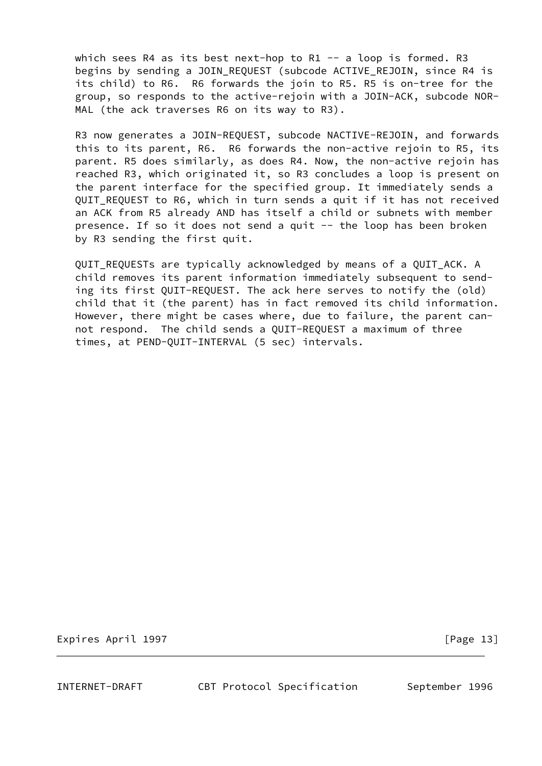which sees R4 as its best next-hop to R1 -- a loop is formed. R3 begins by sending a JOIN_REQUEST (subcode ACTIVE_REJOIN, since R4 is its child) to R6. R6 forwards the join to R5. R5 is on-tree for the group, so responds to the active-rejoin with a JOIN-ACK, subcode NORMAL (the ack traverses R6 on its way to R3).

R3 now generates a JOIN-REQUEST, subcode NACTIVE-REJOIN, and forwards this to its parent, R6. R6 forwards the non-active rejoin to R5, its parent. R5 does similarly, as does R4. Now, the non-active rejoin has reached R3, which originated it, so R3 concludes a loop is present on the parent interface for the specified group. It immediately sends a QUIT_REQUEST to R6, which in turn sends a quit if it has not received an ACK from R5 already AND has itself a child or subnets with member presence. If so it does not send a quit -- the loop has been broken by R3 sending the first quit.

QUIT_REQUESTs are typically acknowledged by means of a QUIT_ACK. A child removes its parent information immediately subsequent to sending its first QUIT-REQUEST. The ack here serves to notify the (old) child that it (the parent) has in fact removed its child information. However, there might be cases where, due to failure, the parent cannot respond. The child sends a QUIT-REQUEST a maximum of three times, at PEND-QUIT-INTERVAL (5 sec) intervals.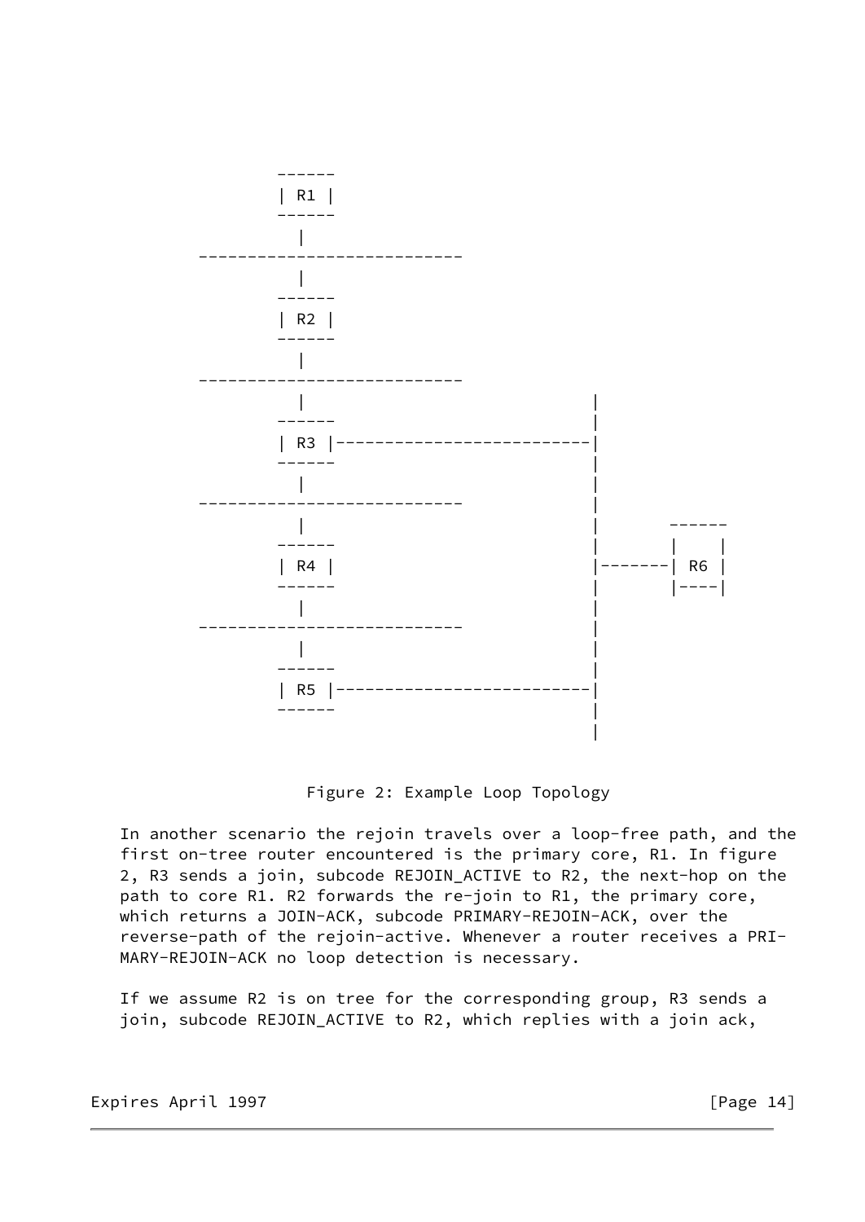```
          ------
          | R1 |
          ------
            |
      ---------------------------
            |
          ------
          | R2 |
          ------
            |
      ---------------------------
            |                          |
          ------                       |
          | R3 |-----------------------|
          ------                       |
            |                          |
      ---------------------------      |
            |                          |       ------
          ------                       |       |    |
          | R4 |                       |-------| R6 |
          ------                       |       |----|
            |                          |
      ---------------------------      |
            |                          |
          ------                       |
          | R5 |-----------------------|
          ------                       |
                                       |
```

Figure 2: Example Loop Topology

In another scenario the rejoin travels over a loop-free path, and the first on-tree router encountered is the primary core, R1. In figure 2, R3 sends a join, subcode REJOIN_ACTIVE to R2, the next-hop on the path to core R1. R2 forwards the re-join to R1, the primary core, which returns a JOIN-ACK, subcode PRIMARY-REJOIN-ACK, over the reverse-path of the rejoin-active. Whenever a router receives a PRIMARY-REJOIN-ACK no loop detection is necessary.

If we assume R2 is on tree for the corresponding group, R3 sends a join, subcode REJOIN_ACTIVE to R2, which replies with a join ack,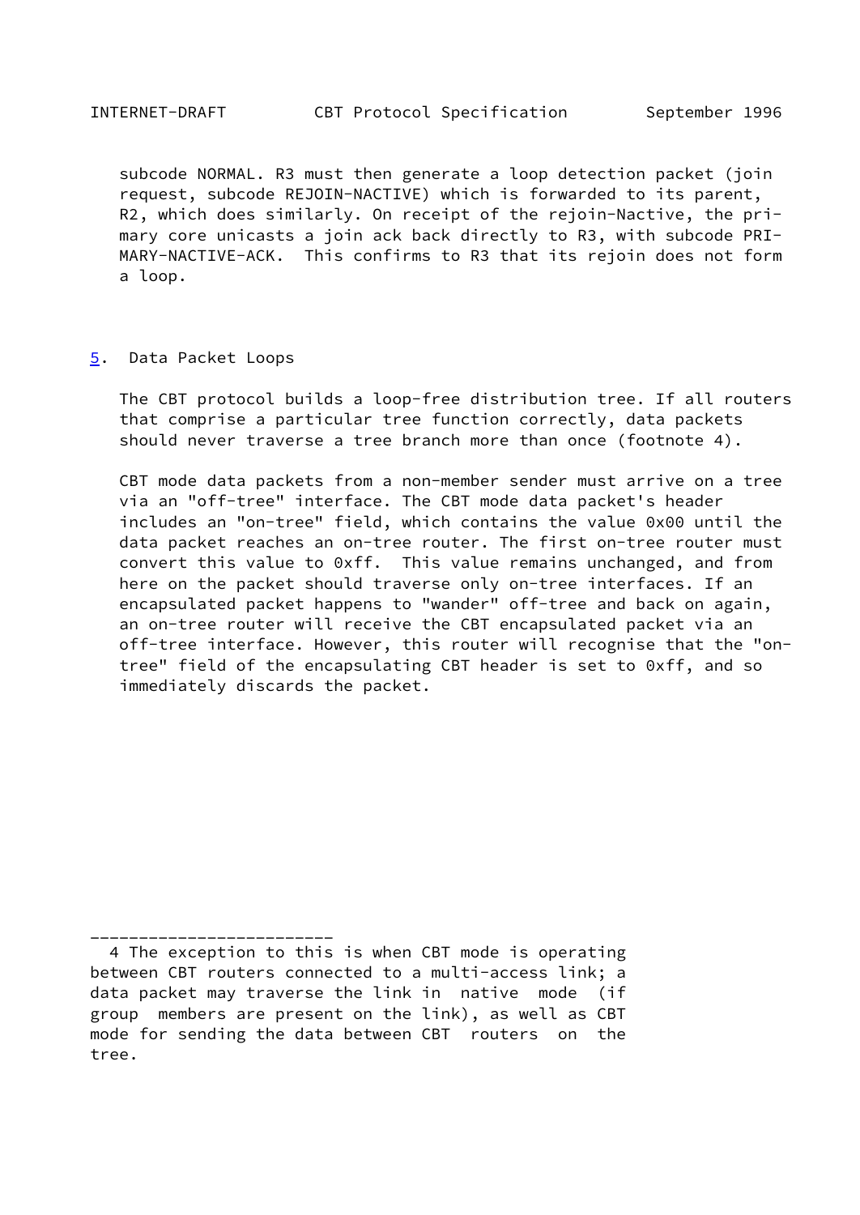subcode NORMAL. R3 must then generate a loop detection packet (join request, subcode REJOIN-NACTIVE) which is forwarded to its parent, R2, which does similarly. On receipt of the rejoin-Nactive, the primary core unicasts a join ack back directly to R3, with subcode PRIMARY-NACTIVE-ACK.  This confirms to R3 that its rejoin does not form a loop.

## 5. Data Packet Loops

The CBT protocol builds a loop-free distribution tree. If all routers that comprise a particular tree function correctly, data packets should never traverse a tree branch more than once (footnote 4).

CBT mode data packets from a non-member sender must arrive on a tree via an "off-tree" interface. The CBT mode data packet's header includes an "on-tree" field, which contains the value 0x00 until the data packet reaches an on-tree router. The first on-tree router must convert this value to 0xff.  This value remains unchanged, and from here on the packet should traverse only on-tree interfaces. If an encapsulated packet happens to "wander" off-tree and back on again, an on-tree router will receive the CBT encapsulated packet via an off-tree interface. However, this router will recognise that the "on-tree" field of the encapsulating CBT header is set to 0xff, and so immediately discards the packet.

-------------------------

4 The exception to this is when CBT mode is operating between CBT routers connected to a multi-access link; a data packet may traverse the link in native mode (if group members are present on the link), as well as CBT mode for sending the data between CBT routers on the tree.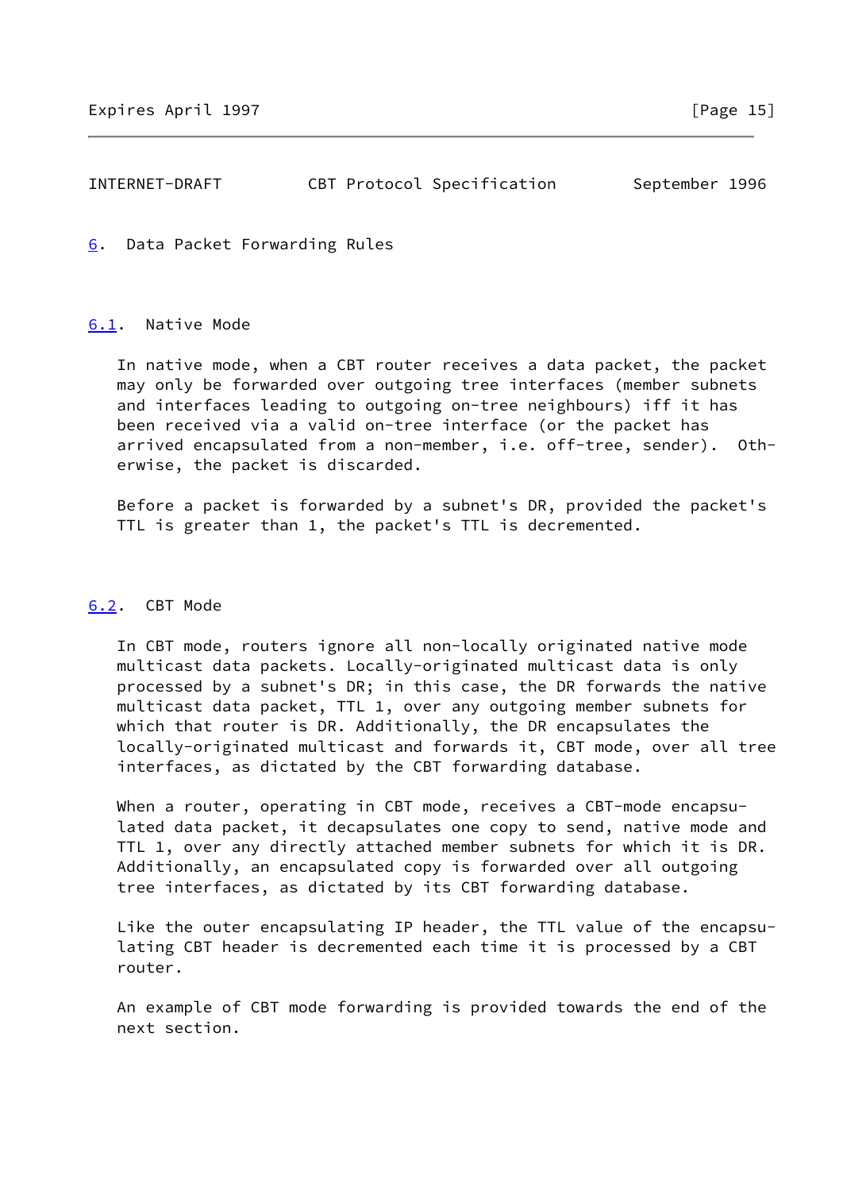# 6. Data Packet Forwarding Rules

## 6.1. Native Mode

In native mode, when a CBT router receives a data packet, the packet may only be forwarded over outgoing tree interfaces (member subnets and interfaces leading to outgoing on-tree neighbours) iff it has been received via a valid on-tree interface (or the packet has arrived encapsulated from a non-member, i.e. off-tree, sender). Otherwise, the packet is discarded.

Before a packet is forwarded by a subnet's DR, provided the packet's TTL is greater than 1, the packet's TTL is decremented.

## 6.2. CBT Mode

In CBT mode, routers ignore all non-locally originated native mode multicast data packets. Locally-originated multicast data is only processed by a subnet's DR; in this case, the DR forwards the native multicast data packet, TTL 1, over any outgoing member subnets for which that router is DR. Additionally, the DR encapsulates the locally-originated multicast and forwards it, CBT mode, over all tree interfaces, as dictated by the CBT forwarding database.

When a router, operating in CBT mode, receives a CBT-mode encapsulated data packet, it decapsulates one copy to send, native mode and TTL 1, over any directly attached member subnets for which it is DR. Additionally, an encapsulated copy is forwarded over all outgoing tree interfaces, as dictated by its CBT forwarding database.

Like the outer encapsulating IP header, the TTL value of the encapsulating CBT header is decremented each time it is processed by a CBT router.

An example of CBT mode forwarding is provided towards the end of the next section.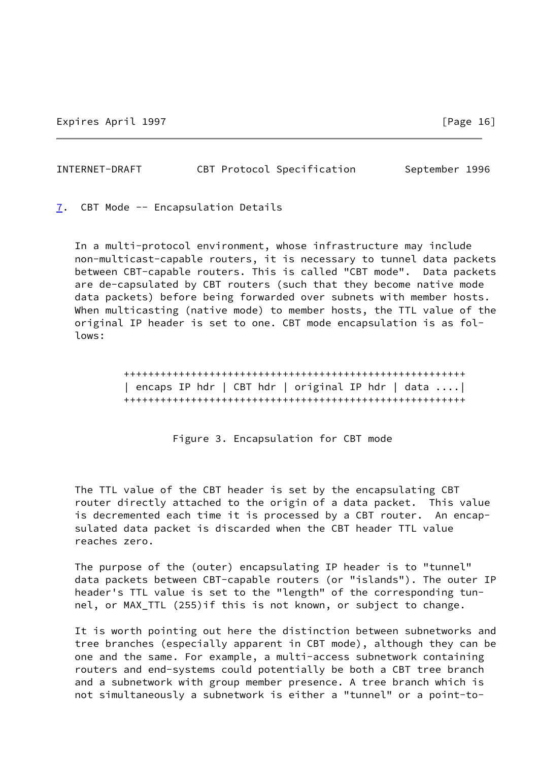## 7. CBT Mode -- Encapsulation Details

In a multi-protocol environment, whose infrastructure may include non-multicast-capable routers, it is necessary to tunnel data packets between CBT-capable routers. This is called "CBT mode". Data packets are de-capsulated by CBT routers (such that they become native mode data packets) before being forwarded over subnets with member hosts. When multicasting (native mode) to member hosts, the TTL value of the original IP header is set to one. CBT mode encapsulation is as follows:

```
++++++++++++++++++++++++++++++++++++++++++++++++++++++++
| encaps IP hdr | CBT hdr | original IP hdr | data ....|
++++++++++++++++++++++++++++++++++++++++++++++++++++++++
```

Figure 3. Encapsulation for CBT mode

The TTL value of the CBT header is set by the encapsulating CBT router directly attached to the origin of a data packet. This value is decremented each time it is processed by a CBT router. An encapsulated data packet is discarded when the CBT header TTL value reaches zero.

The purpose of the (outer) encapsulating IP header is to "tunnel" data packets between CBT-capable routers (or "islands"). The outer IP header's TTL value is set to the "length" of the corresponding tunnel, or MAX_TTL (255)if this is not known, or subject to change.

It is worth pointing out here the distinction between subnetworks and tree branches (especially apparent in CBT mode), although they can be one and the same. For example, a multi-access subnetwork containing routers and end-systems could potentially be both a CBT tree branch and a subnetwork with group member presence. A tree branch which is not simultaneously a subnetwork is either a "tunnel" or a point-to-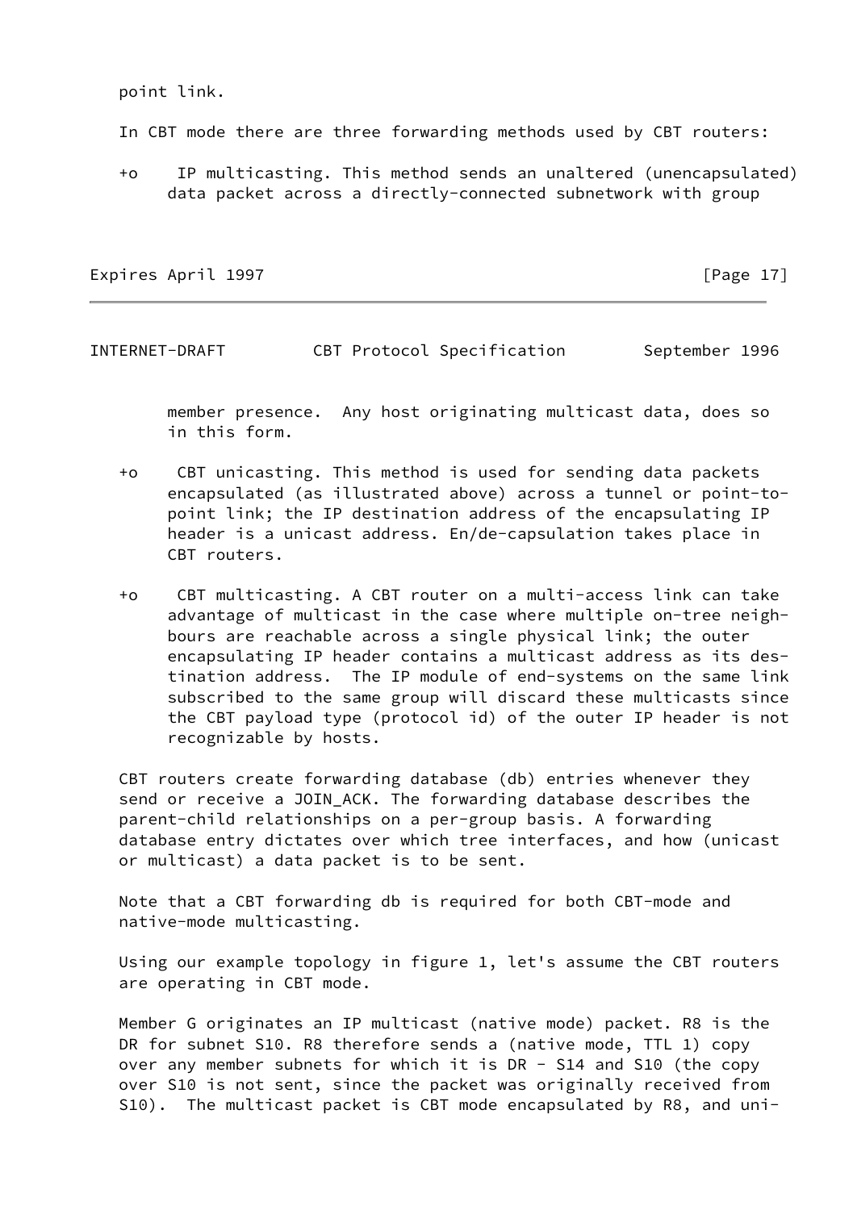point link.

In CBT mode there are three forwarding methods used by CBT routers:

- IP multicasting. This method sends an unaltered (unencapsulated) data packet across a directly-connected subnetwork with group member presence. Any host originating multicast data, does so in this form.

- CBT unicasting. This method is used for sending data packets encapsulated (as illustrated above) across a tunnel or point-to-point link; the IP destination address of the encapsulating IP header is a unicast address. En/de-capsulation takes place in CBT routers.

- CBT multicasting. A CBT router on a multi-access link can take advantage of multicast in the case where multiple on-tree neighbours are reachable across a single physical link; the outer encapsulating IP header contains a multicast address as its destination address. The IP module of end-systems on the same link subscribed to the same group will discard these multicasts since the CBT payload type (protocol id) of the outer IP header is not recognizable by hosts.

CBT routers create forwarding database (db) entries whenever they send or receive a JOIN_ACK. The forwarding database describes the parent-child relationships on a per-group basis. A forwarding database entry dictates over which tree interfaces, and how (unicast or multicast) a data packet is to be sent.

Note that a CBT forwarding db is required for both CBT-mode and native-mode multicasting.

Using our example topology in figure 1, let's assume the CBT routers are operating in CBT mode.

Member G originates an IP multicast (native mode) packet. R8 is the DR for subnet S10. R8 therefore sends a (native mode, TTL 1) copy over any member subnets for which it is DR - S14 and S10 (the copy over S10 is not sent, since the packet was originally received from S10). The multicast packet is CBT mode encapsulated by R8, and uni-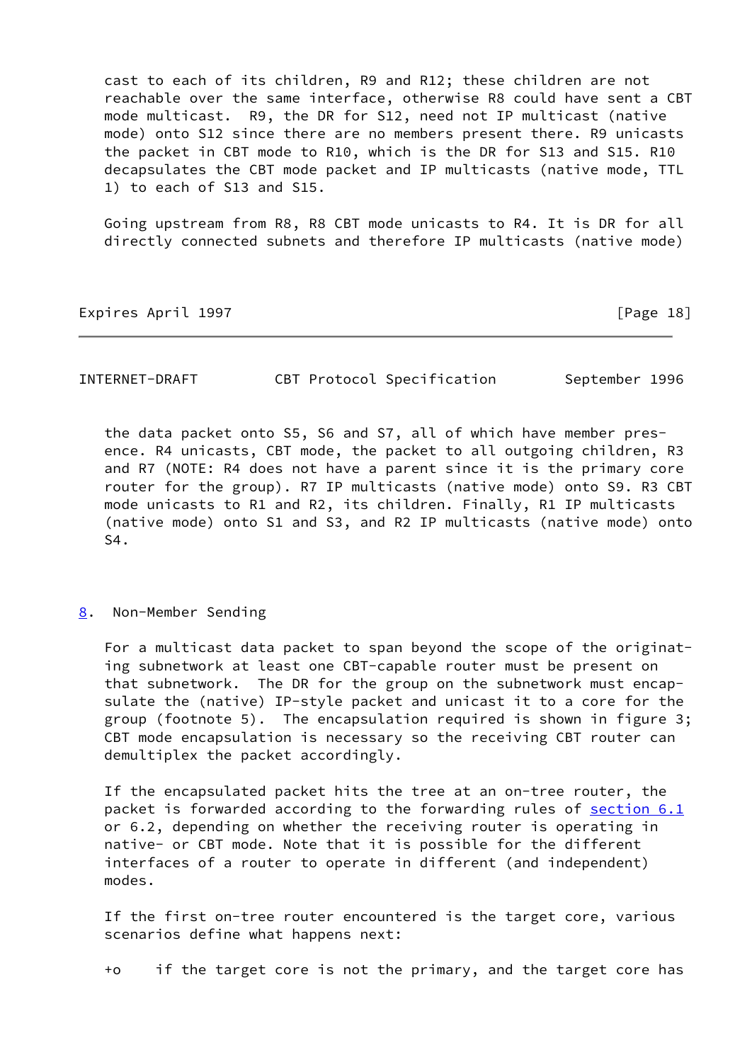cast to each of its children, R9 and R12; these children are not reachable over the same interface, otherwise R8 could have sent a CBT mode multicast. R9, the DR for S12, need not IP multicast (native mode) onto S12 since there are no members present there. R9 unicasts the packet in CBT mode to R10, which is the DR for S13 and S15. R10 decapsulates the CBT mode packet and IP multicasts (native mode, TTL 1) to each of S13 and S15.

Going upstream from R8, R8 CBT mode unicasts to R4. It is DR for all directly connected subnets and therefore IP multicasts (native mode) the data packet onto S5, S6 and S7, all of which have member presence. R4 unicasts, CBT mode, the packet to all outgoing children, R3 and R7 (NOTE: R4 does not have a parent since it is the primary core router for the group). R7 IP multicasts (native mode) onto S9. R3 CBT mode unicasts to R1 and R2, its children. Finally, R1 IP multicasts (native mode) onto S1 and S3, and R2 IP multicasts (native mode) onto S4.

## 8. Non-Member Sending

For a multicast data packet to span beyond the scope of the originating subnetwork at least one CBT-capable router must be present on that subnetwork. The DR for the group on the subnetwork must encapsulate the (native) IP-style packet and unicast it to a core for the group (footnote 5). The encapsulation required is shown in figure 3; CBT mode encapsulation is necessary so the receiving CBT router can demultiplex the packet accordingly.

If the encapsulated packet hits the tree at an on-tree router, the packet is forwarded according to the forwarding rules of section 6.1 or 6.2, depending on whether the receiving router is operating in native- or CBT mode. Note that it is possible for the different interfaces of a router to operate in different (and independent) modes.

If the first on-tree router encountered is the target core, various scenarios define what happens next:

+o if the target core is not the primary, and the target core has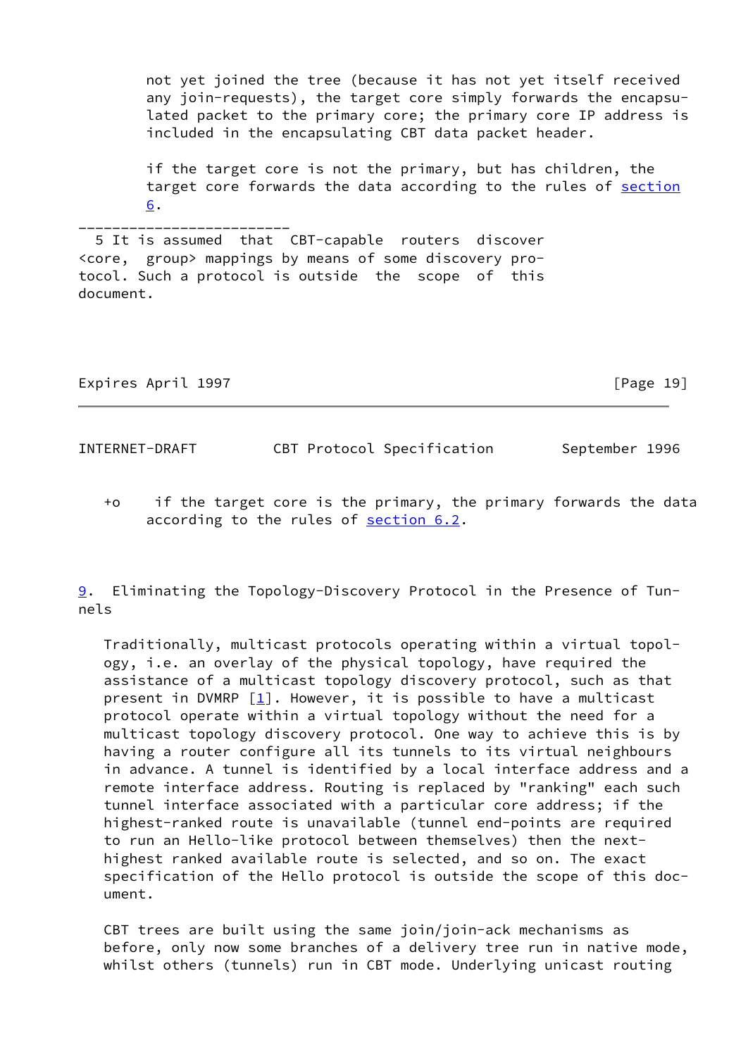not yet joined the tree (because it has not yet itself received any join-requests), the target core simply forwards the encapsulated packet to the primary core; the primary core IP address is included in the encapsulating CBT data packet header.

if the target core is not the primary, but has children, the target core forwards the data according to the rules of section 6.

-------------------------
5 It is assumed that CBT-capable routers discover <core, group> mappings by means of some discovery protocol. Such a protocol is outside the scope of this document.

+o if the target core is the primary, the primary forwards the data according to the rules of section 6.2.

## 9. Eliminating the Topology-Discovery Protocol in the Presence of Tunnels

Traditionally, multicast protocols operating within a virtual topology, i.e. an overlay of the physical topology, have required the assistance of a multicast topology discovery protocol, such as that present in DVMRP [1]. However, it is possible to have a multicast protocol operate within a virtual topology without the need for a multicast topology discovery protocol. One way to achieve this is by having a router configure all its tunnels to its virtual neighbours in advance. A tunnel is identified by a local interface address and a remote interface address. Routing is replaced by "ranking" each such tunnel interface associated with a particular core address; if the highest-ranked route is unavailable (tunnel end-points are required to run an Hello-like protocol between themselves) then the next-highest ranked available route is selected, and so on. The exact specification of the Hello protocol is outside the scope of this document.

CBT trees are built using the same join/join-ack mechanisms as before, only now some branches of a delivery tree run in native mode, whilst others (tunnels) run in CBT mode. Underlying unicast routing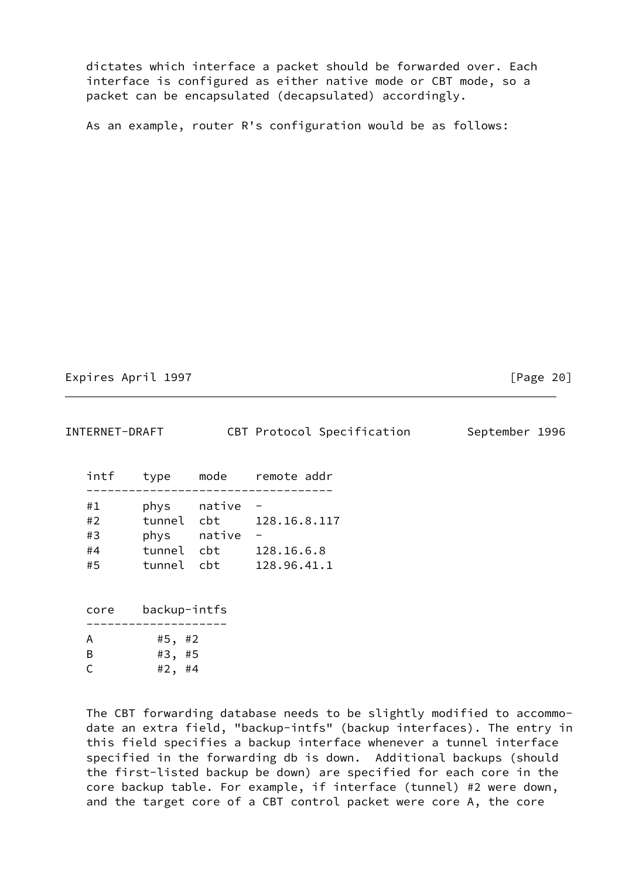dictates which interface a packet should be forwarded over. Each interface is configured as either native mode or CBT mode, so a packet can be encapsulated (decapsulated) accordingly.

As an example, router R's configuration would be as follows:

| intf | type | mode | remote addr |
|---|---|---|---|
| #1 | phys | native | - |
| #2 | tunnel | cbt | 128.16.8.117 |
| #3 | phys | native | - |
| #4 | tunnel | cbt | 128.16.6.8 |
| #5 | tunnel | cbt | 128.96.41.1 |

| core | backup-intfs |
|---|---|
| A | #5, #2 |
| B | #3, #5 |
| C | #2, #4 |

The CBT forwarding database needs to be slightly modified to accommodate an extra field, "backup-intfs" (backup interfaces). The entry in this field specifies a backup interface whenever a tunnel interface specified in the forwarding db is down. Additional backups (should the first-listed backup be down) are specified for each core in the core backup table. For example, if interface (tunnel) #2 were down, and the target core of a CBT control packet were core A, the core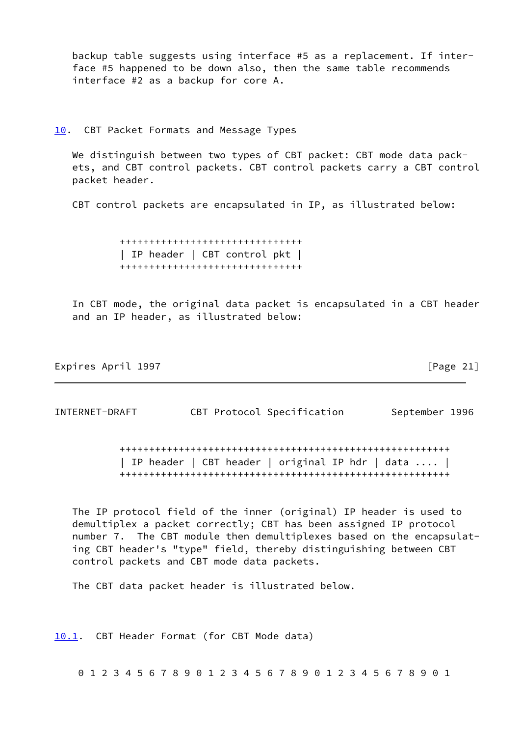backup table suggests using interface #5 as a replacement. If interface #5 happened to be down also, then the same table recommends interface #2 as a backup for core A.

## 10. CBT Packet Formats and Message Types

We distinguish between two types of CBT packet: CBT mode data packets, and CBT control packets. CBT control packets carry a CBT control packet header.

CBT control packets are encapsulated in IP, as illustrated below:

```
        ++++++++++++++++++++++++++++++
        | IP header | CBT control pkt |
        ++++++++++++++++++++++++++++++
```

In CBT mode, the original data packet is encapsulated in a CBT header and an IP header, as illustrated below:

```
        ++++++++++++++++++++++++++++++++++++++++++++++++++++++++
        | IP header | CBT header | original IP hdr | data .... |
        ++++++++++++++++++++++++++++++++++++++++++++++++++++++++
```

The IP protocol field of the inner (original) IP header is used to demultiplex a packet correctly; CBT has been assigned IP protocol number 7. The CBT module then demultiplexes based on the encapsulating CBT header's "type" field, thereby distinguishing between CBT control packets and CBT mode data packets.

The CBT data packet header is illustrated below.

### 10.1. CBT Header Format (for CBT Mode data)

```
 0 1 2 3 4 5 6 7 8 9 0 1 2 3 4 5 6 7 8 9 0 1 2 3 4 5 6 7 8 9 0 1
```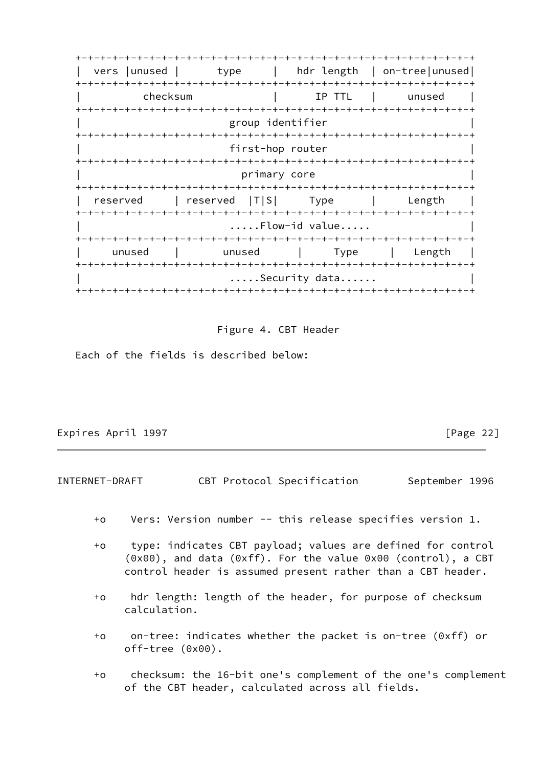```
+-+-+-+-+-+-+-+-+-+-+-+-+-+-+-+-+-+-+-+-+-+-+-+-+-+-+-+-+-+-+-+-+
|  vers |unused |      type     |   hdr length  | on-tree|unused|
+-+-+-+-+-+-+-+-+-+-+-+-+-+-+-+-+-+-+-+-+-+-+-+-+-+-+-+-+-+-+-+-+
|          checksum             |      IP TTL   |     unused    |
+-+-+-+-+-+-+-+-+-+-+-+-+-+-+-+-+-+-+-+-+-+-+-+-+-+-+-+-+-+-+-+-+
|                         group identifier                      |
+-+-+-+-+-+-+-+-+-+-+-+-+-+-+-+-+-+-+-+-+-+-+-+-+-+-+-+-+-+-+-+-+
|                         first-hop router                      |
+-+-+-+-+-+-+-+-+-+-+-+-+-+-+-+-+-+-+-+-+-+-+-+-+-+-+-+-+-+-+-+-+
|                          primary core                         |
+-+-+-+-+-+-+-+-+-+-+-+-+-+-+-+-+-+-+-+-+-+-+-+-+-+-+-+-+-+-+-+-+
|  reserved     | reserved  |T|S|     Type      |     Length    |
+-+-+-+-+-+-+-+-+-+-+-+-+-+-+-+-+-+-+-+-+-+-+-+-+-+-+-+-+-+-+-+-+
|                         .....Flow-id value.....               |
+-+-+-+-+-+-+-+-+-+-+-+-+-+-+-+-+-+-+-+-+-+-+-+-+-+-+-+-+-+-+-+-+
|     unused    |       unused      |     Type     |   Length   |
+-+-+-+-+-+-+-+-+-+-+-+-+-+-+-+-+-+-+-+-+-+-+-+-+-+-+-+-+-+-+-+-+
|                         .....Security data......              |
+-+-+-+-+-+-+-+-+-+-+-+-+-+-+-+-+-+-+-+-+-+-+-+-+-+-+-+-+-+-+-+-+
```

Figure 4. CBT Header

Each of the fields is described below:

- Vers: Version number -- this release specifies version 1.

- type: indicates CBT payload; values are defined for control (0x00), and data (0xff). For the value 0x00 (control), a CBT control header is assumed present rather than a CBT header.

- hdr length: length of the header, for purpose of checksum calculation.

- on-tree: indicates whether the packet is on-tree (0xff) or off-tree (0x00).

- checksum: the 16-bit one's complement of the one's complement of the CBT header, calculated across all fields.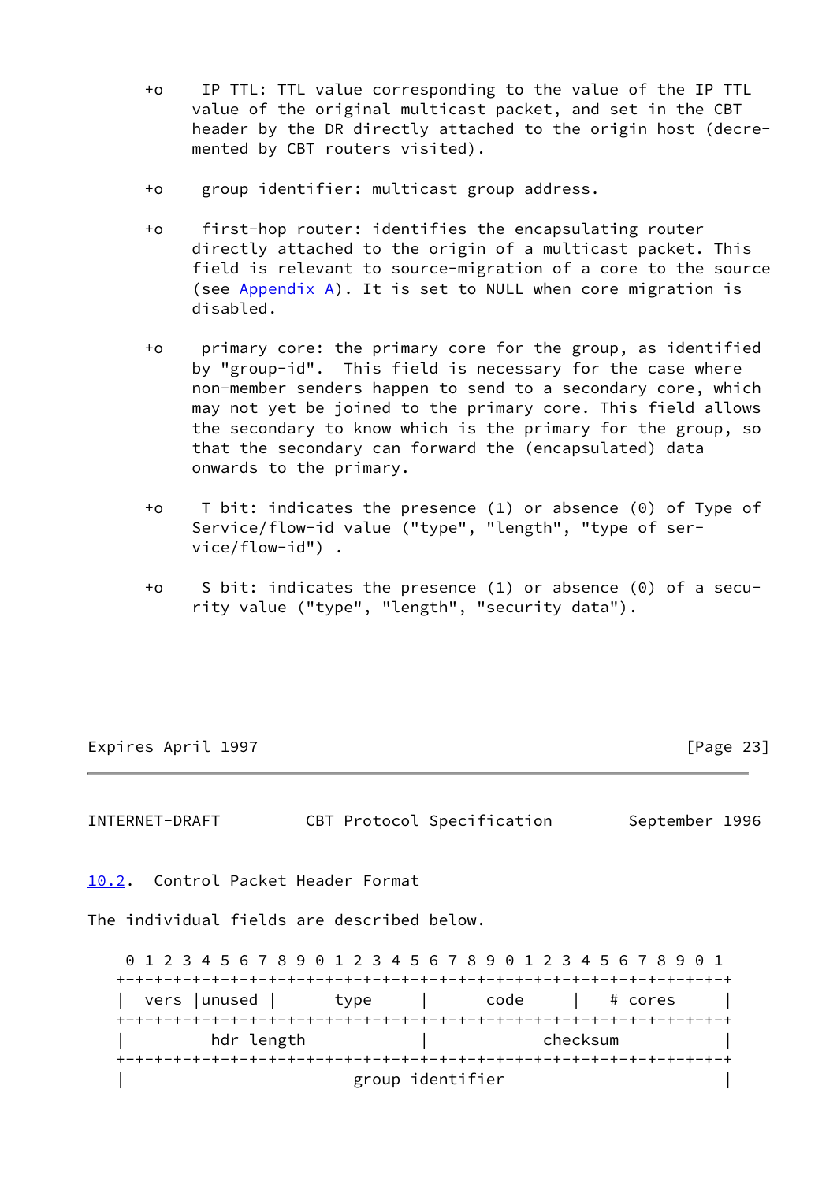+o IP TTL: TTL value corresponding to the value of the IP TTL value of the original multicast packet, and set in the CBT header by the DR directly attached to the origin host (decremented by CBT routers visited).

+o group identifier: multicast group address.

+o first-hop router: identifies the encapsulating router directly attached to the origin of a multicast packet. This field is relevant to source-migration of a core to the source (see Appendix A). It is set to NULL when core migration is disabled.

+o primary core: the primary core for the group, as identified by "group-id". This field is necessary for the case where non-member senders happen to send to a secondary core, which may not yet be joined to the primary core. This field allows the secondary to know which is the primary for the group, so that the secondary can forward the (encapsulated) data onwards to the primary.

+o T bit: indicates the presence (1) or absence (0) of Type of Service/flow-id value ("type", "length", "type of service/flow-id") .

+o S bit: indicates the presence (1) or absence (0) of a security value ("type", "length", "security data").

## 10.2. Control Packet Header Format

The individual fields are described below.

```
 0 1 2 3 4 5 6 7 8 9 0 1 2 3 4 5 6 7 8 9 0 1 2 3 4 5 6 7 8 9 0 1
+-+-+-+-+-+-+-+-+-+-+-+-+-+-+-+-+-+-+-+-+-+-+-+-+-+-+-+-+-+-+-+-+
|  vers |unused |      type     |      code     |    # cores    |
+-+-+-+-+-+-+-+-+-+-+-+-+-+-+-+-+-+-+-+-+-+-+-+-+-+-+-+-+-+-+-+-+
|         hdr length            |           checksum            |
+-+-+-+-+-+-+-+-+-+-+-+-+-+-+-+-+-+-+-+-+-+-+-+-+-+-+-+-+-+-+-+-+
|                        group identifier                       |
```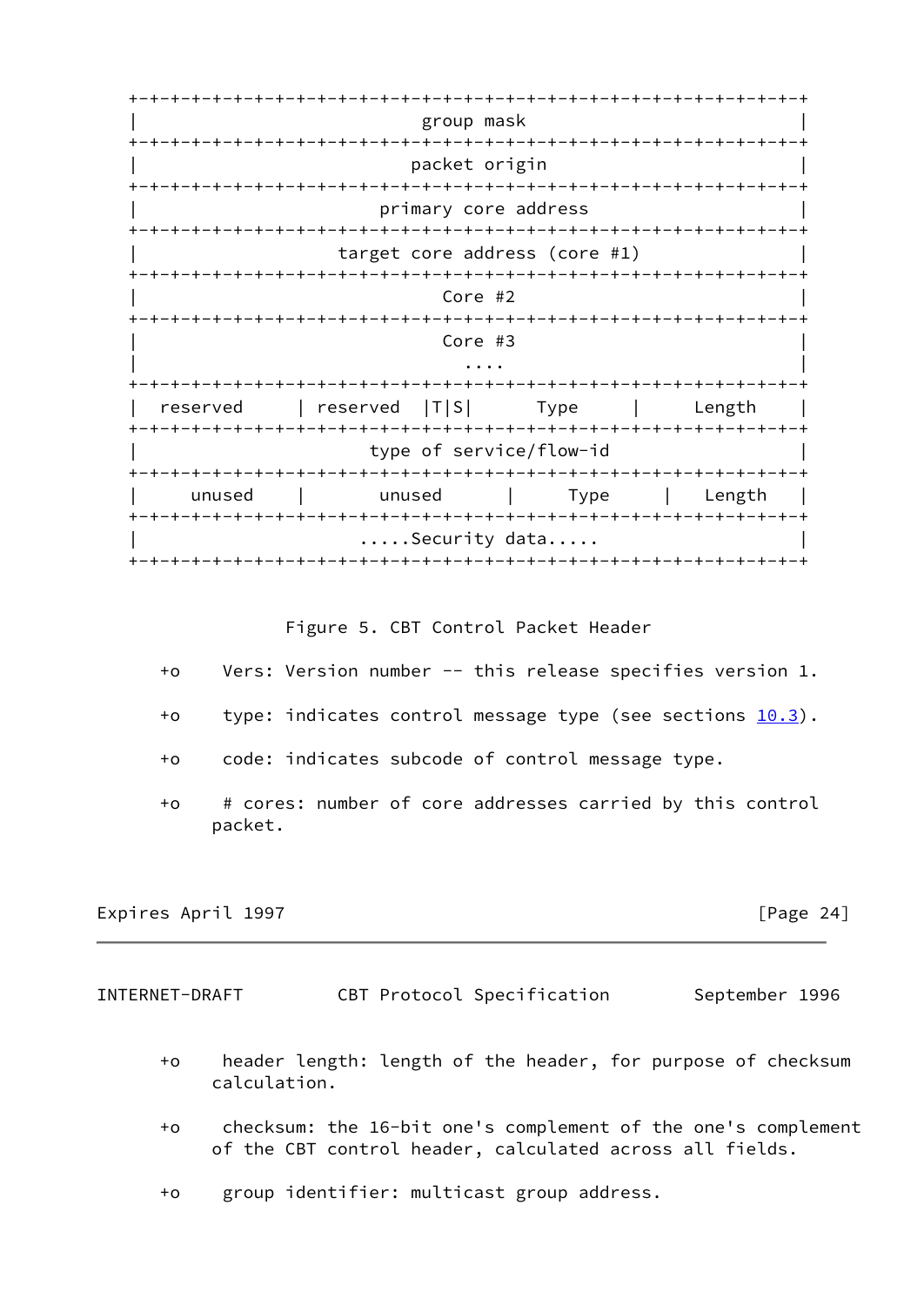```
+-+-+-+-+-+-+-+-+-+-+-+-+-+-+-+-+-+-+-+-+-+-+-+-+-+-+-+-+-+-+-+-+
|                          group mask                           |
+-+-+-+-+-+-+-+-+-+-+-+-+-+-+-+-+-+-+-+-+-+-+-+-+-+-+-+-+-+-+-+-+
|                         packet origin                         |
+-+-+-+-+-+-+-+-+-+-+-+-+-+-+-+-+-+-+-+-+-+-+-+-+-+-+-+-+-+-+-+-+
|                      primary core address                     |
+-+-+-+-+-+-+-+-+-+-+-+-+-+-+-+-+-+-+-+-+-+-+-+-+-+-+-+-+-+-+-+-+
|                  target core address (core #1)               |
+-+-+-+-+-+-+-+-+-+-+-+-+-+-+-+-+-+-+-+-+-+-+-+-+-+-+-+-+-+-+-+-+
|                            Core #2                            |
+-+-+-+-+-+-+-+-+-+-+-+-+-+-+-+-+-+-+-+-+-+-+-+-+-+-+-+-+-+-+-+-+
|                            Core #3                            |
|                              ....                             |
+-+-+-+-+-+-+-+-+-+-+-+-+-+-+-+-+-+-+-+-+-+-+-+-+-+-+-+-+-+-+-+-+
|  reserved     | reserved  |T|S|      Type     |     Length    |
+-+-+-+-+-+-+-+-+-+-+-+-+-+-+-+-+-+-+-+-+-+-+-+-+-+-+-+-+-+-+-+-+
|                     type of service/flow-id                   |
+-+-+-+-+-+-+-+-+-+-+-+-+-+-+-+-+-+-+-+-+-+-+-+-+-+-+-+-+-+-+-+-+
|    unused     |      unused      |     Type     |    Length   |
+-+-+-+-+-+-+-+-+-+-+-+-+-+-+-+-+-+-+-+-+-+-+-+-+-+-+-+-+-+-+-+-+
|                     .....Security data.....                   |
+-+-+-+-+-+-+-+-+-+-+-+-+-+-+-+-+-+-+-+-+-+-+-+-+-+-+-+-+-+-+-+-+
```

Figure 5. CBT Control Packet Header

- Vers: Version number -- this release specifies version 1.

- type: indicates control message type (see sections 10.3).

- code: indicates subcode of control message type.

- # cores: number of core addresses carried by this control packet.

- header length: length of the header, for purpose of checksum calculation.

- checksum: the 16-bit one's complement of the one's complement of the CBT control header, calculated across all fields.

- group identifier: multicast group address.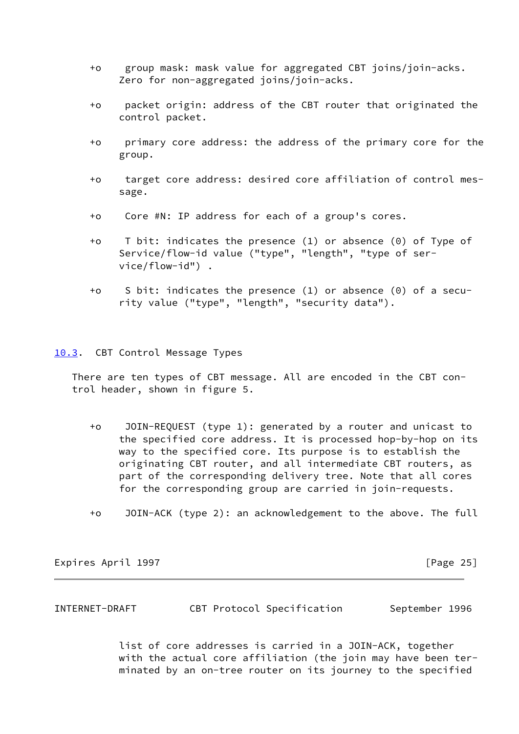+o group mask: mask value for aggregated CBT joins/join-acks. Zero for non-aggregated joins/join-acks.

+o packet origin: address of the CBT router that originated the control packet.

+o primary core address: the address of the primary core for the group.

+o target core address: desired core affiliation of control message.

+o Core #N: IP address for each of a group's cores.

+o T bit: indicates the presence (1) or absence (0) of Type of Service/flow-id value ("type", "length", "type of service/flow-id") .

+o S bit: indicates the presence (1) or absence (0) of a security value ("type", "length", "security data").

## 10.3. CBT Control Message Types

There are ten types of CBT message. All are encoded in the CBT control header, shown in figure 5.

+o JOIN-REQUEST (type 1): generated by a router and unicast to the specified core address. It is processed hop-by-hop on its way to the specified core. Its purpose is to establish the originating CBT router, and all intermediate CBT routers, as part of the corresponding delivery tree. Note that all cores for the corresponding group are carried in join-requests.

+o JOIN-ACK (type 2): an acknowledgement to the above. The full list of core addresses is carried in a JOIN-ACK, together with the actual core affiliation (the join may have been terminated by an on-tree router on its journey to the specified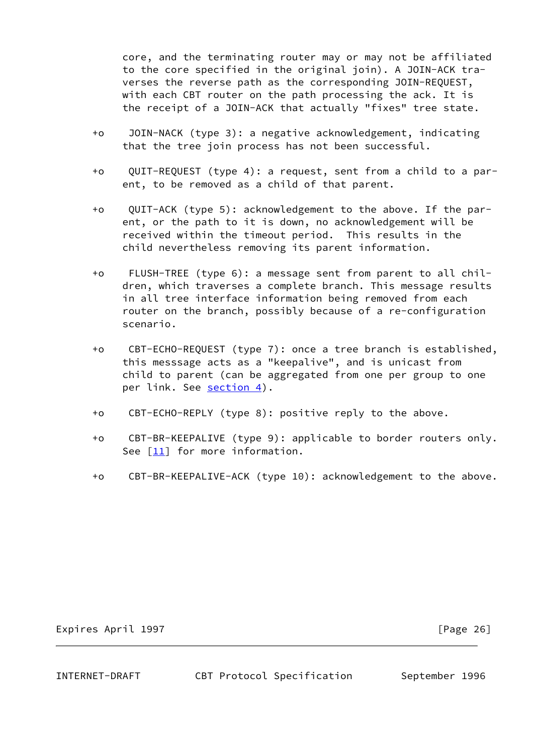core, and the terminating router may or may not be affiliated to the core specified in the original join). A JOIN-ACK traverses the reverse path as the corresponding JOIN-REQUEST, with each CBT router on the path processing the ack. It is the receipt of a JOIN-ACK that actually "fixes" tree state.

+o JOIN-NACK (type 3): a negative acknowledgement, indicating that the tree join process has not been successful.

+o QUIT-REQUEST (type 4): a request, sent from a child to a parent, to be removed as a child of that parent.

+o QUIT-ACK (type 5): acknowledgement to the above. If the parent, or the path to it is down, no acknowledgement will be received within the timeout period. This results in the child nevertheless removing its parent information.

+o FLUSH-TREE (type 6): a message sent from parent to all children, which traverses a complete branch. This message results in all tree interface information being removed from each router on the branch, possibly because of a re-configuration scenario.

+o CBT-ECHO-REQUEST (type 7): once a tree branch is established, this messsage acts as a "keepalive", and is unicast from child to parent (can be aggregated from one per group to one per link. See section 4).

+o CBT-ECHO-REPLY (type 8): positive reply to the above.

+o CBT-BR-KEEPALIVE (type 9): applicable to border routers only. See [11] for more information.

+o CBT-BR-KEEPALIVE-ACK (type 10): acknowledgement to the above.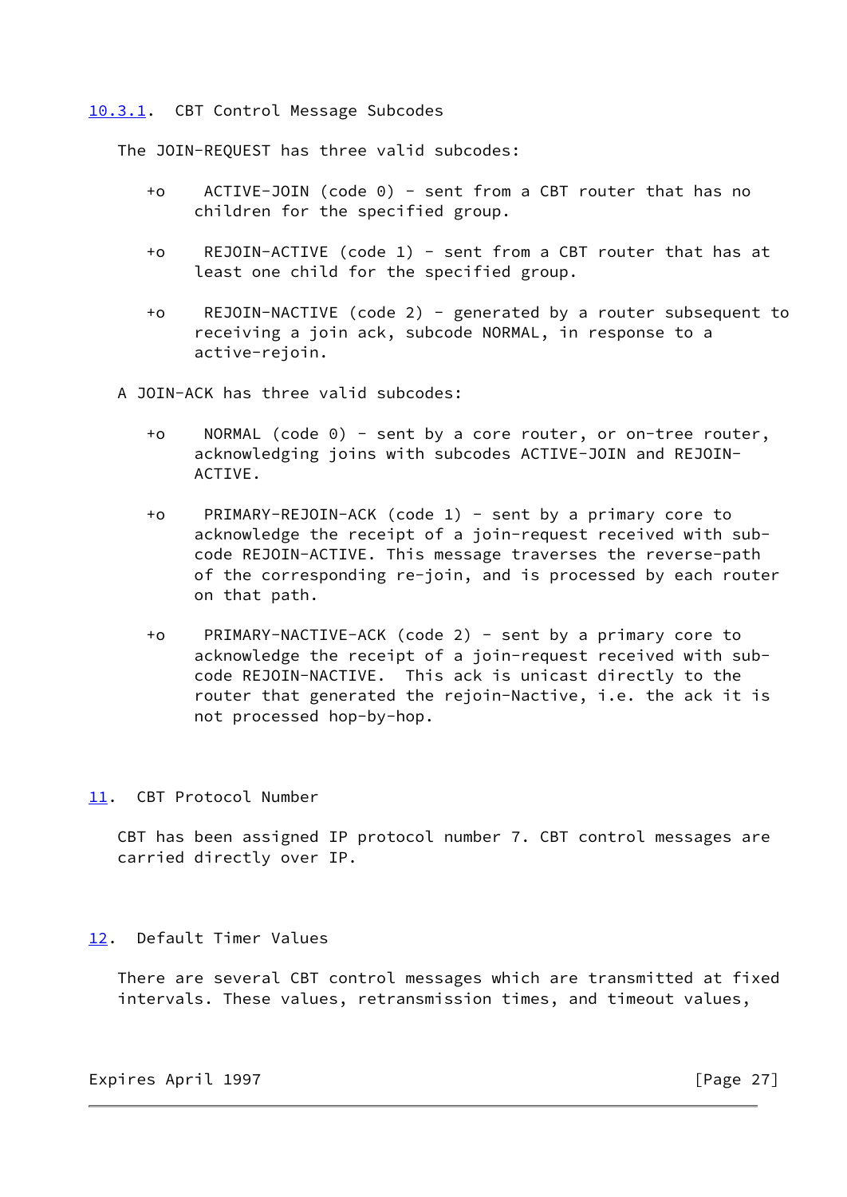### 10.3.1. CBT Control Message Subcodes

The JOIN-REQUEST has three valid subcodes:

- ACTIVE-JOIN (code 0) - sent from a CBT router that has no children for the specified group.

- REJOIN-ACTIVE (code 1) - sent from a CBT router that has at least one child for the specified group.

- REJOIN-NACTIVE (code 2) - generated by a router subsequent to receiving a join ack, subcode NORMAL, in response to a active-rejoin.

A JOIN-ACK has three valid subcodes:

- NORMAL (code 0) - sent by a core router, or on-tree router, acknowledging joins with subcodes ACTIVE-JOIN and REJOIN-ACTIVE.

- PRIMARY-REJOIN-ACK (code 1) - sent by a primary core to acknowledge the receipt of a join-request received with sub-code REJOIN-ACTIVE. This message traverses the reverse-path of the corresponding re-join, and is processed by each router on that path.

- PRIMARY-NACTIVE-ACK (code 2) - sent by a primary core to acknowledge the receipt of a join-request received with sub-code REJOIN-NACTIVE. This ack is unicast directly to the router that generated the rejoin-Nactive, i.e. the ack it is not processed hop-by-hop.

## 11. CBT Protocol Number

CBT has been assigned IP protocol number 7. CBT control messages are carried directly over IP.

## 12. Default Timer Values

There are several CBT control messages which are transmitted at fixed intervals. These values, retransmission times, and timeout values,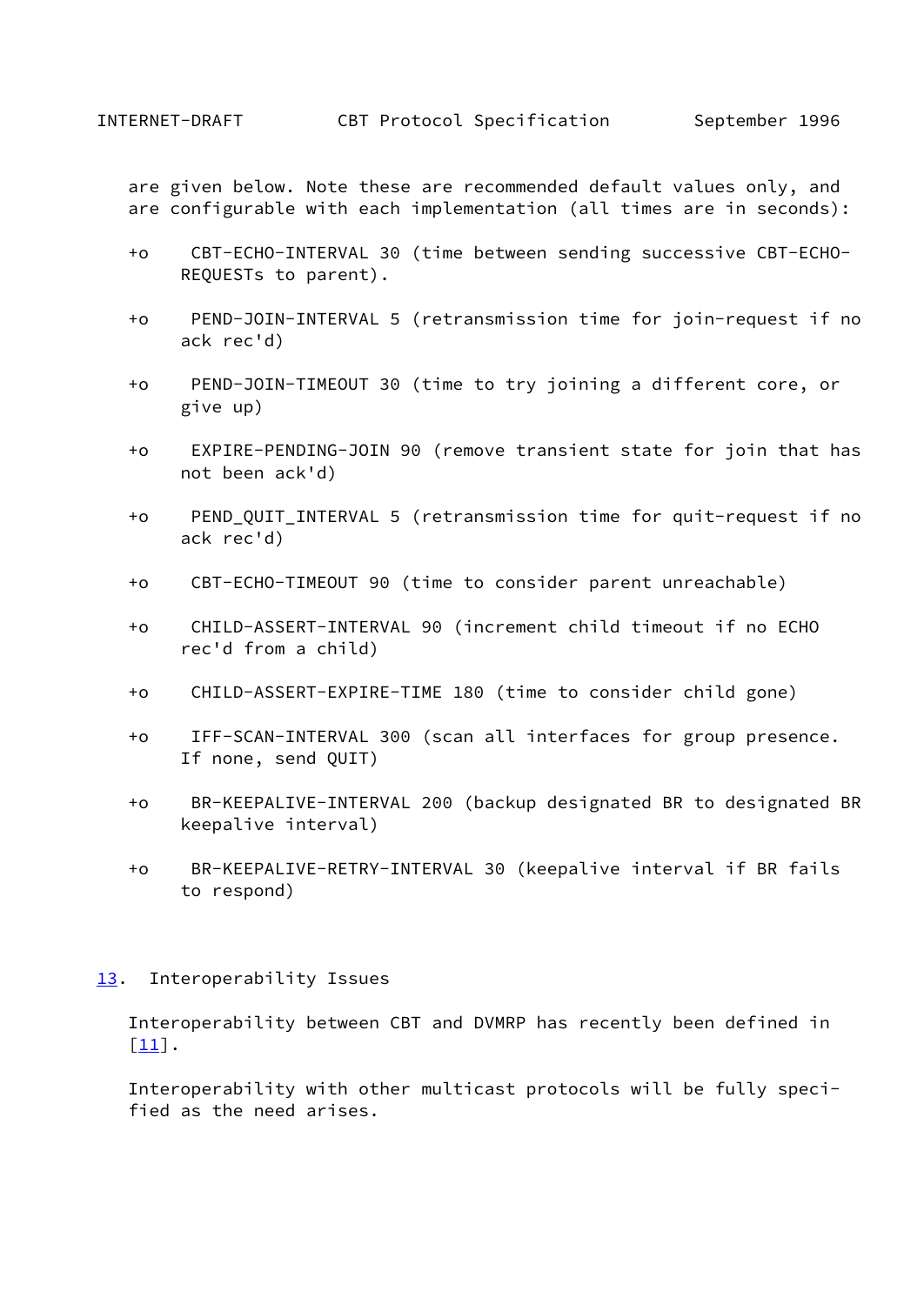are given below. Note these are recommended default values only, and are configurable with each implementation (all times are in seconds):

- CBT-ECHO-INTERVAL 30 (time between sending successive CBT-ECHO-REQUESTs to parent).

- PEND-JOIN-INTERVAL 5 (retransmission time for join-request if no ack rec'd)

- PEND-JOIN-TIMEOUT 30 (time to try joining a different core, or give up)

- EXPIRE-PENDING-JOIN 90 (remove transient state for join that has not been ack'd)

- PEND_QUIT_INTERVAL 5 (retransmission time for quit-request if no ack rec'd)

- CBT-ECHO-TIMEOUT 90 (time to consider parent unreachable)

- CHILD-ASSERT-INTERVAL 90 (increment child timeout if no ECHO rec'd from a child)

- CHILD-ASSERT-EXPIRE-TIME 180 (time to consider child gone)

- IFF-SCAN-INTERVAL 300 (scan all interfaces for group presence. If none, send QUIT)

- BR-KEEPALIVE-INTERVAL 200 (backup designated BR to designated BR keepalive interval)

- BR-KEEPALIVE-RETRY-INTERVAL 30 (keepalive interval if BR fails to respond)

## 13. Interoperability Issues

Interoperability between CBT and DVMRP has recently been defined in [11].

Interoperability with other multicast protocols will be fully specified as the need arises.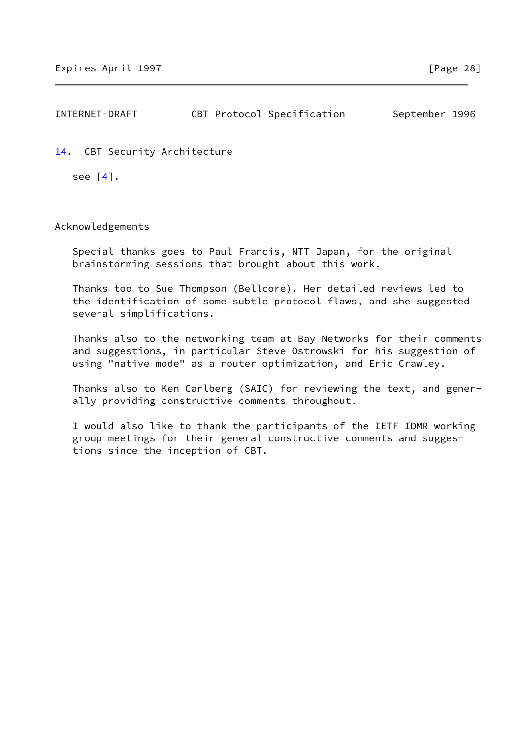## 14. CBT Security Architecture

see [4].

## Acknowledgements

Special thanks goes to Paul Francis, NTT Japan, for the original brainstorming sessions that brought about this work.

Thanks too to Sue Thompson (Bellcore). Her detailed reviews led to the identification of some subtle protocol flaws, and she suggested several simplifications.

Thanks also to the networking team at Bay Networks for their comments and suggestions, in particular Steve Ostrowski for his suggestion of using "native mode" as a router optimization, and Eric Crawley.

Thanks also to Ken Carlberg (SAIC) for reviewing the text, and generally providing constructive comments throughout.

I would also like to thank the participants of the IETF IDMR working group meetings for their general constructive comments and suggestions since the inception of CBT.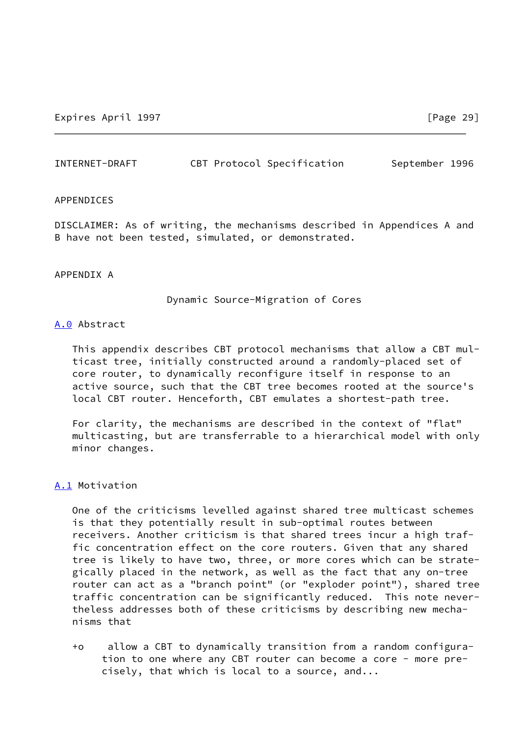APPENDICES

DISCLAIMER: As of writing, the mechanisms described in Appendices A and B have not been tested, simulated, or demonstrated.

## APPENDIX A

### Dynamic Source-Migration of Cores

### A.0 Abstract

This appendix describes CBT protocol mechanisms that allow a CBT multicast tree, initially constructed around a randomly-placed set of core router, to dynamically reconfigure itself in response to an active source, such that the CBT tree becomes rooted at the source's local CBT router. Henceforth, CBT emulates a shortest-path tree.

For clarity, the mechanisms are described in the context of "flat" multicasting, but are transferrable to a hierarchical model with only minor changes.

### A.1 Motivation

One of the criticisms levelled against shared tree multicast schemes is that they potentially result in sub-optimal routes between receivers. Another criticism is that shared trees incur a high traffic concentration effect on the core routers. Given that any shared tree is likely to have two, three, or more cores which can be strategically placed in the network, as well as the fact that any on-tree router can act as a "branch point" (or "exploder point"), shared tree traffic concentration can be significantly reduced. This note nevertheless addresses both of these criticisms by describing new mechanisms that

+o allow a CBT to dynamically transition from a random configuration to one where any CBT router can become a core - more precisely, that which is local to a source, and...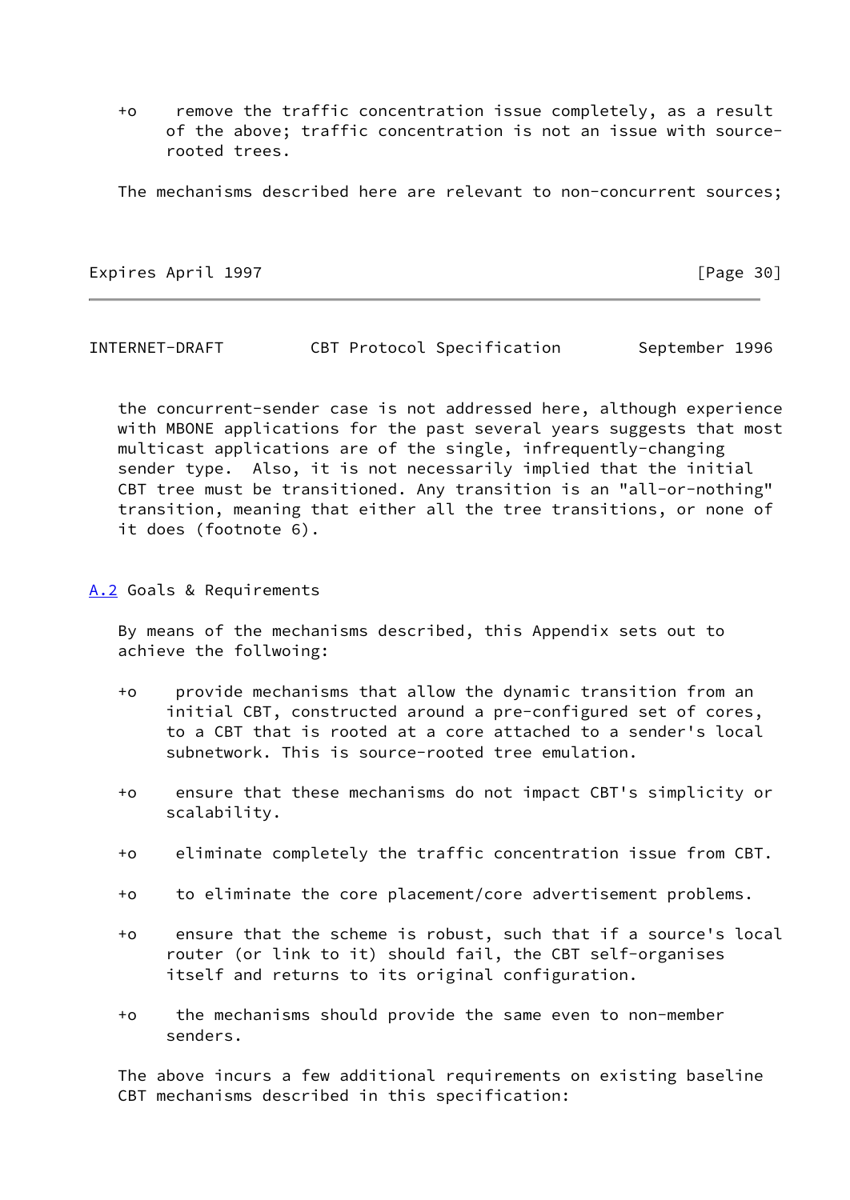+o remove the traffic concentration issue completely, as a result of the above; traffic concentration is not an issue with source-rooted trees.

The mechanisms described here are relevant to non-concurrent sources; the concurrent-sender case is not addressed here, although experience with MBONE applications for the past several years suggests that most multicast applications are of the single, infrequently-changing sender type. Also, it is not necessarily implied that the initial CBT tree must be transitioned. Any transition is an "all-or-nothing" transition, meaning that either all the tree transitions, or none of it does (footnote 6).

## A.2 Goals & Requirements

By means of the mechanisms described, this Appendix sets out to achieve the follwoing:

+o provide mechanisms that allow the dynamic transition from an initial CBT, constructed around a pre-configured set of cores, to a CBT that is rooted at a core attached to a sender's local subnetwork. This is source-rooted tree emulation.

+o ensure that these mechanisms do not impact CBT's simplicity or scalability.

+o eliminate completely the traffic concentration issue from CBT.

+o to eliminate the core placement/core advertisement problems.

+o ensure that the scheme is robust, such that if a source's local router (or link to it) should fail, the CBT self-organises itself and returns to its original configuration.

+o the mechanisms should provide the same even to non-member senders.

The above incurs a few additional requirements on existing baseline CBT mechanisms described in this specification: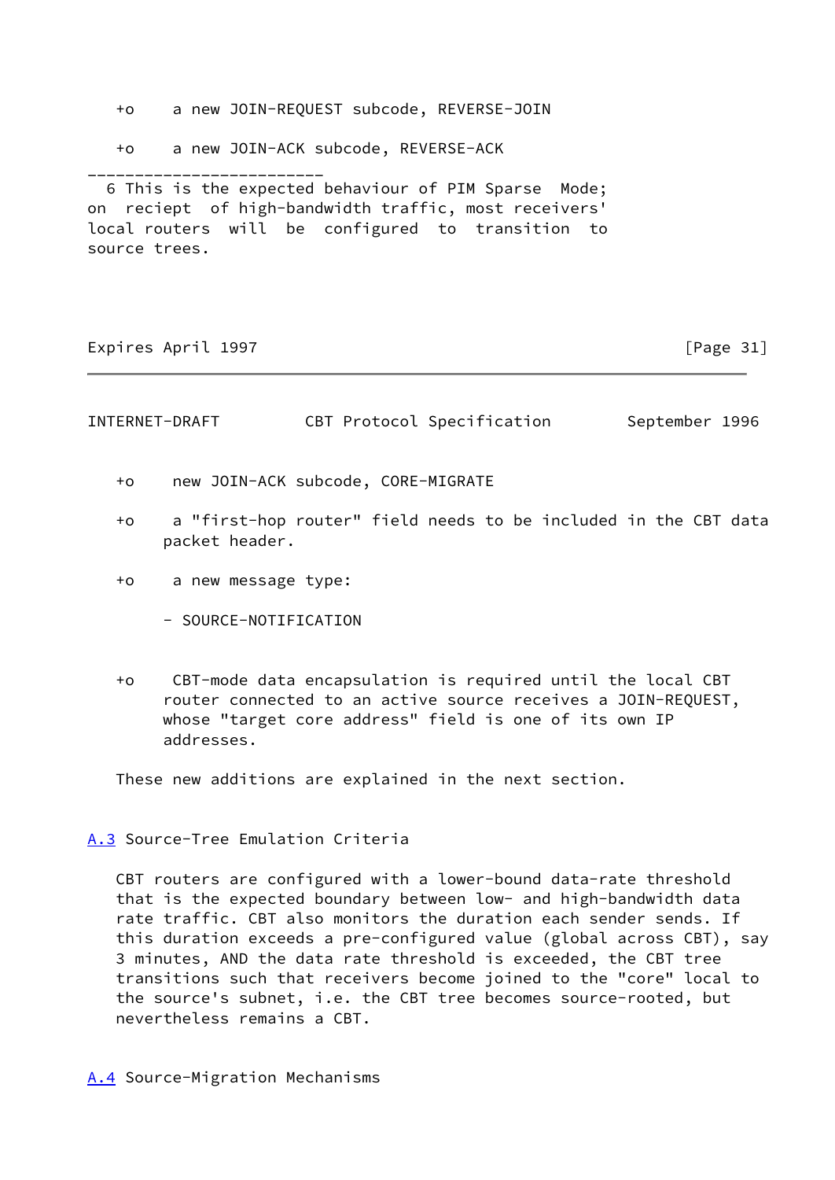- a new JOIN-REQUEST subcode, REVERSE-JOIN

- a new JOIN-ACK subcode, REVERSE-ACK

------------------------

6 This is the expected behaviour of PIM Sparse Mode; on reciept of high-bandwidth traffic, most receivers' local routers will be configured to transition to source trees.

- new JOIN-ACK subcode, CORE-MIGRATE

- a "first-hop router" field needs to be included in the CBT data packet header.

- a new message type:

  - SOURCE-NOTIFICATION

- CBT-mode data encapsulation is required until the local CBT router connected to an active source receives a JOIN-REQUEST, whose "target core address" field is one of its own IP addresses.

These new additions are explained in the next section.

## A.3 Source-Tree Emulation Criteria

CBT routers are configured with a lower-bound data-rate threshold that is the expected boundary between low- and high-bandwidth data rate traffic. CBT also monitors the duration each sender sends. If this duration exceeds a pre-configured value (global across CBT), say 3 minutes, AND the data rate threshold is exceeded, the CBT tree transitions such that receivers become joined to the "core" local to the source's subnet, i.e. the CBT tree becomes source-rooted, but nevertheless remains a CBT.

## A.4 Source-Migration Mechanisms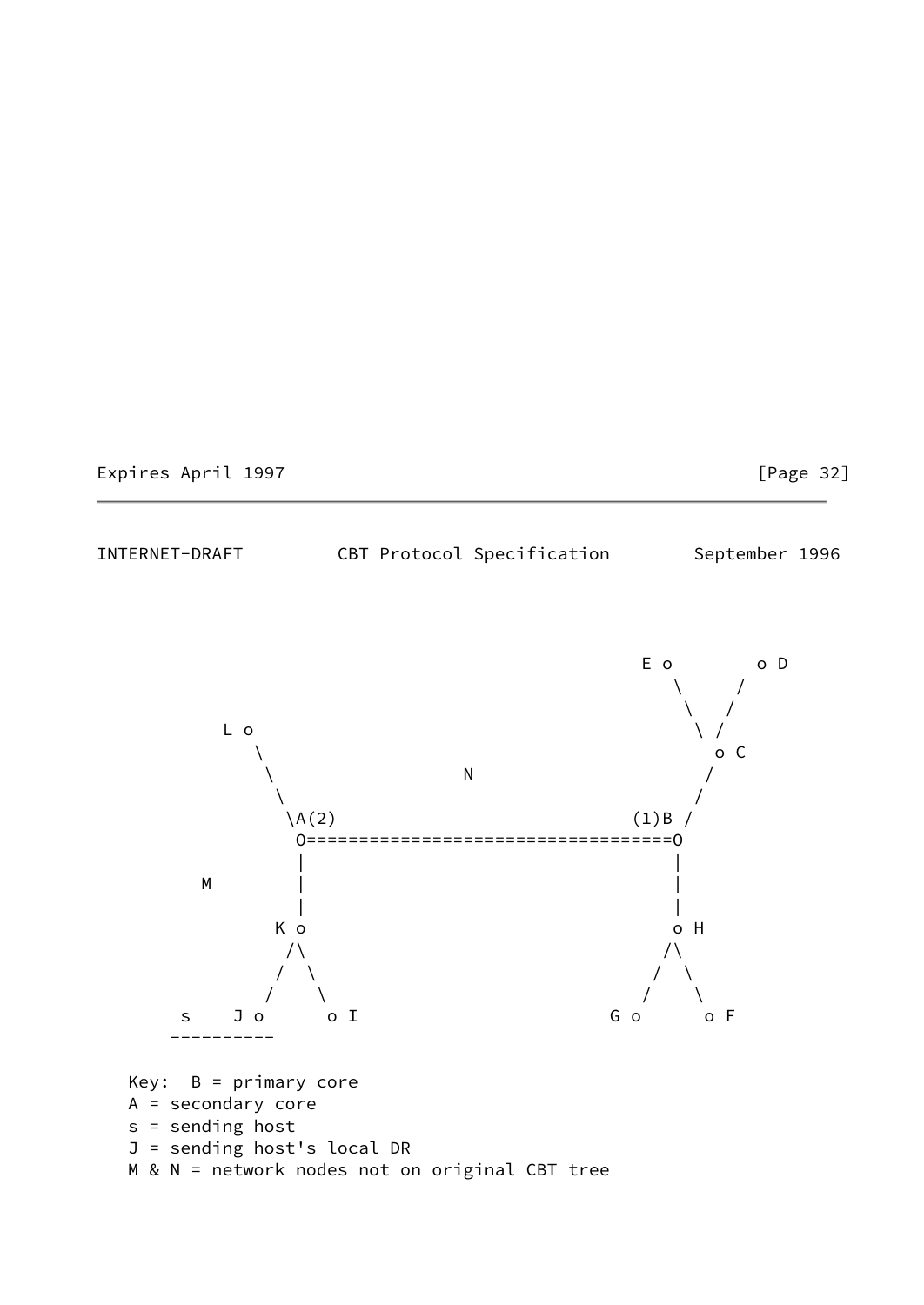```
                                                E o        o D
                                                   \      /
                                                    \    /
          L o                                        \  /
             \                                        o C
              \                N                     /
               \                                    /
                \A(2)                         (1)B /
                 O==================================O
                 |                                  |
        M        |                                  |
                 |                                  |
               K o                                  o H
                /\                                  /\
               /  \                                /  \
              /    \                              /    \
        s    J o      o I                      G o      o F
       ----------

    Key:  B = primary core
    A = secondary core
    s = sending host
    J = sending host's local DR
    M & N = network nodes not on original CBT tree
```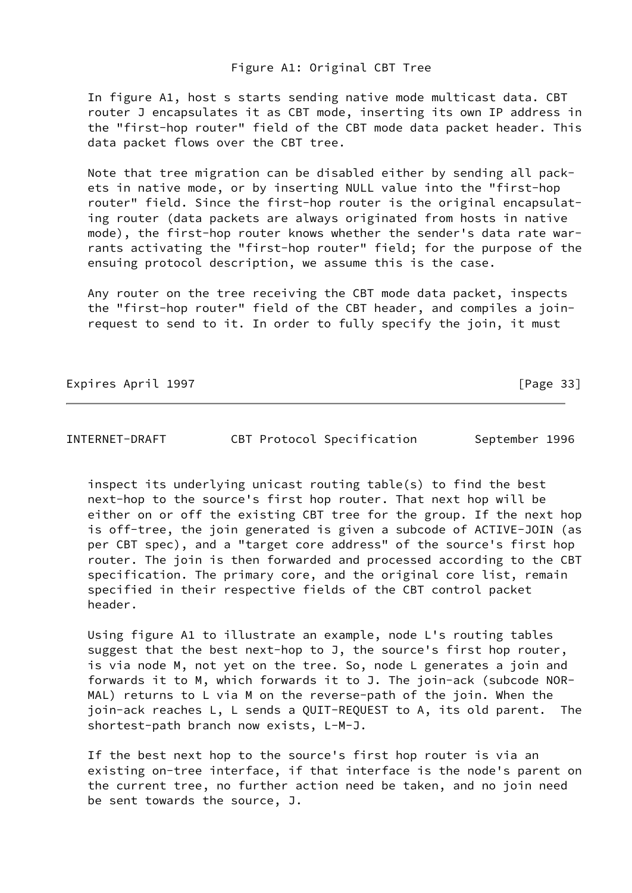Figure A1: Original CBT Tree

In figure A1, host s starts sending native mode multicast data. CBT router J encapsulates it as CBT mode, inserting its own IP address in the "first-hop router" field of the CBT mode data packet header. This data packet flows over the CBT tree.

Note that tree migration can be disabled either by sending all packets in native mode, or by inserting NULL value into the "first-hop router" field. Since the first-hop router is the original encapsulating router (data packets are always originated from hosts in native mode), the first-hop router knows whether the sender's data rate warrants activating the "first-hop router" field; for the purpose of the ensuing protocol description, we assume this is the case.

Any router on the tree receiving the CBT mode data packet, inspects the "first-hop router" field of the CBT header, and compiles a join-request to send to it. In order to fully specify the join, it must inspect its underlying unicast routing table(s) to find the best next-hop to the source's first hop router. That next hop will be either on or off the existing CBT tree for the group. If the next hop is off-tree, the join generated is given a subcode of ACTIVE-JOIN (as per CBT spec), and a "target core address" of the source's first hop router. The join is then forwarded and processed according to the CBT specification. The primary core, and the original core list, remain specified in their respective fields of the CBT control packet header.

Using figure A1 to illustrate an example, node L's routing tables suggest that the best next-hop to J, the source's first hop router, is via node M, not yet on the tree. So, node L generates a join and forwards it to M, which forwards it to J. The join-ack (subcode NORMAL) returns to L via M on the reverse-path of the join. When the join-ack reaches L, L sends a QUIT-REQUEST to A, its old parent. The shortest-path branch now exists, L-M-J.

If the best next hop to the source's first hop router is via an existing on-tree interface, if that interface is the node's parent on the current tree, no further action need be taken, and no join need be sent towards the source, J.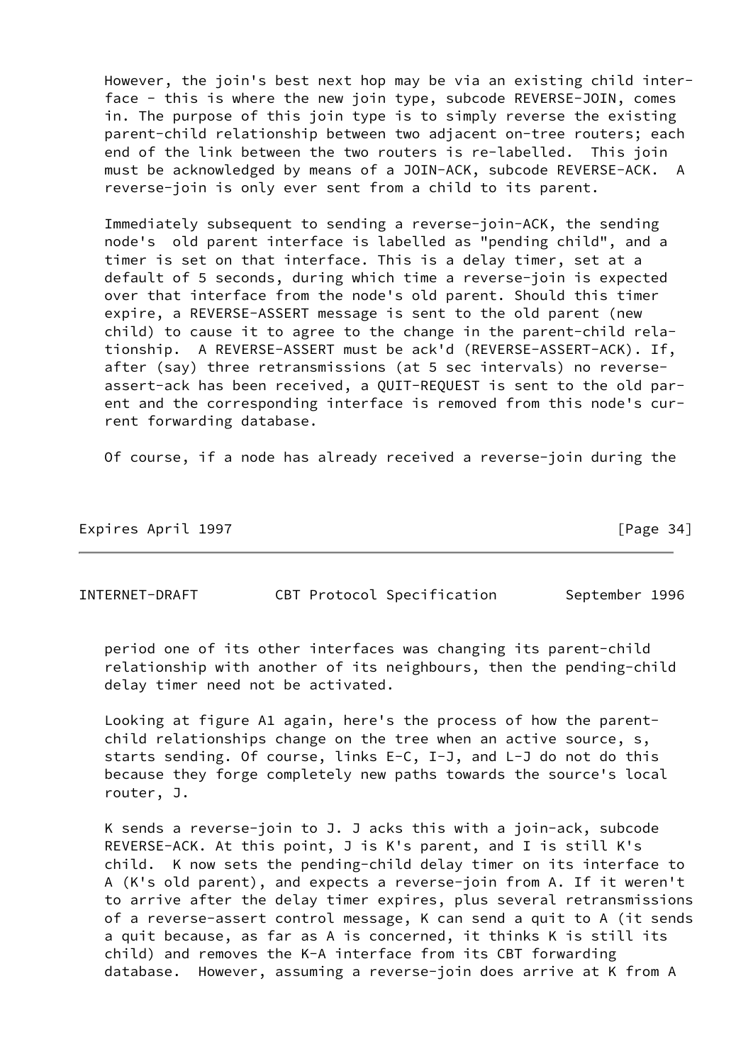However, the join's best next hop may be via an existing child interface - this is where the new join type, subcode REVERSE-JOIN, comes in. The purpose of this join type is to simply reverse the existing parent-child relationship between two adjacent on-tree routers; each end of the link between the two routers is re-labelled. This join must be acknowledged by means of a JOIN-ACK, subcode REVERSE-ACK. A reverse-join is only ever sent from a child to its parent.

Immediately subsequent to sending a reverse-join-ACK, the sending node's old parent interface is labelled as "pending child", and a timer is set on that interface. This is a delay timer, set at a default of 5 seconds, during which time a reverse-join is expected over that interface from the node's old parent. Should this timer expire, a REVERSE-ASSERT message is sent to the old parent (new child) to cause it to agree to the change in the parent-child relationship. A REVERSE-ASSERT must be ack'd (REVERSE-ASSERT-ACK). If, after (say) three retransmissions (at 5 sec intervals) no reverse-assert-ack has been received, a QUIT-REQUEST is sent to the old parent and the corresponding interface is removed from this node's current forwarding database.

Of course, if a node has already received a reverse-join during the period one of its other interfaces was changing its parent-child relationship with another of its neighbours, then the pending-child delay timer need not be activated.

Looking at figure A1 again, here's the process of how the parent-child relationships change on the tree when an active source, s, starts sending. Of course, links E-C, I-J, and L-J do not do this because they forge completely new paths towards the source's local router, J.

K sends a reverse-join to J. J acks this with a join-ack, subcode REVERSE-ACK. At this point, J is K's parent, and I is still K's child. K now sets the pending-child delay timer on its interface to A (K's old parent), and expects a reverse-join from A. If it weren't to arrive after the delay timer expires, plus several retransmissions of a reverse-assert control message, K can send a quit to A (it sends a quit because, as far as A is concerned, it thinks K is still its child) and removes the K-A interface from its CBT forwarding database. However, assuming a reverse-join does arrive at K from A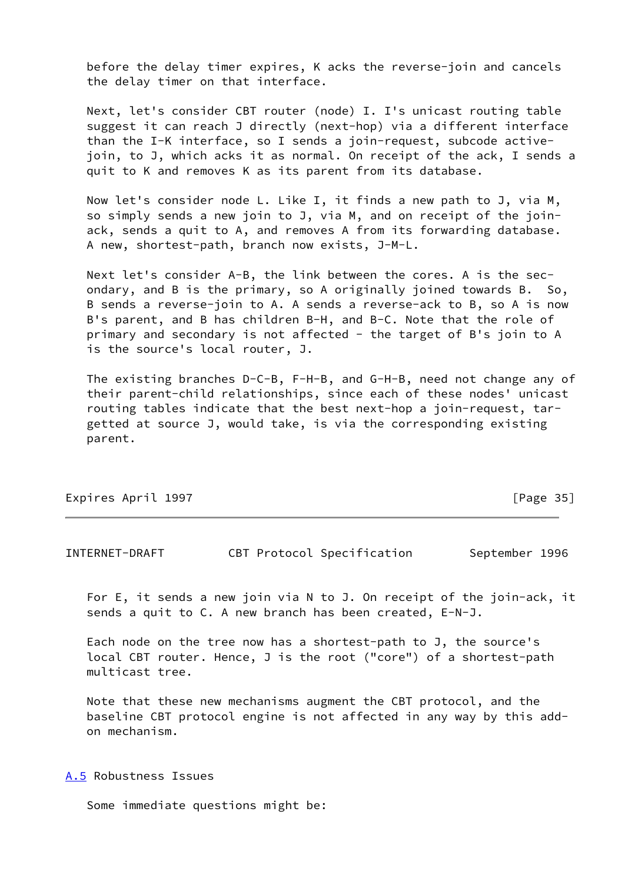before the delay timer expires, K acks the reverse-join and cancels the delay timer on that interface.

Next, let's consider CBT router (node) I. I's unicast routing table suggest it can reach J directly (next-hop) via a different interface than the I-K interface, so I sends a join-request, subcode active-join, to J, which acks it as normal. On receipt of the ack, I sends a quit to K and removes K as its parent from its database.

Now let's consider node L. Like I, it finds a new path to J, via M, so simply sends a new join to J, via M, and on receipt of the join-ack, sends a quit to A, and removes A from its forwarding database. A new, shortest-path, branch now exists, J-M-L.

Next let's consider A-B, the link between the cores. A is the secondary, and B is the primary, so A originally joined towards B. So, B sends a reverse-join to A. A sends a reverse-ack to B, so A is now B's parent, and B has children B-H, and B-C. Note that the role of primary and secondary is not affected - the target of B's join to A is the source's local router, J.

The existing branches D-C-B, F-H-B, and G-H-B, need not change any of their parent-child relationships, since each of these nodes' unicast routing tables indicate that the best next-hop a join-request, targetted at source J, would take, is via the corresponding existing parent.

For E, it sends a new join via N to J. On receipt of the join-ack, it sends a quit to C. A new branch has been created, E-N-J.

Each node on the tree now has a shortest-path to J, the source's local CBT router. Hence, J is the root ("core") of a shortest-path multicast tree.

Note that these new mechanisms augment the CBT protocol, and the baseline CBT protocol engine is not affected in any way by this add-on mechanism.

## A.5 Robustness Issues

Some immediate questions might be: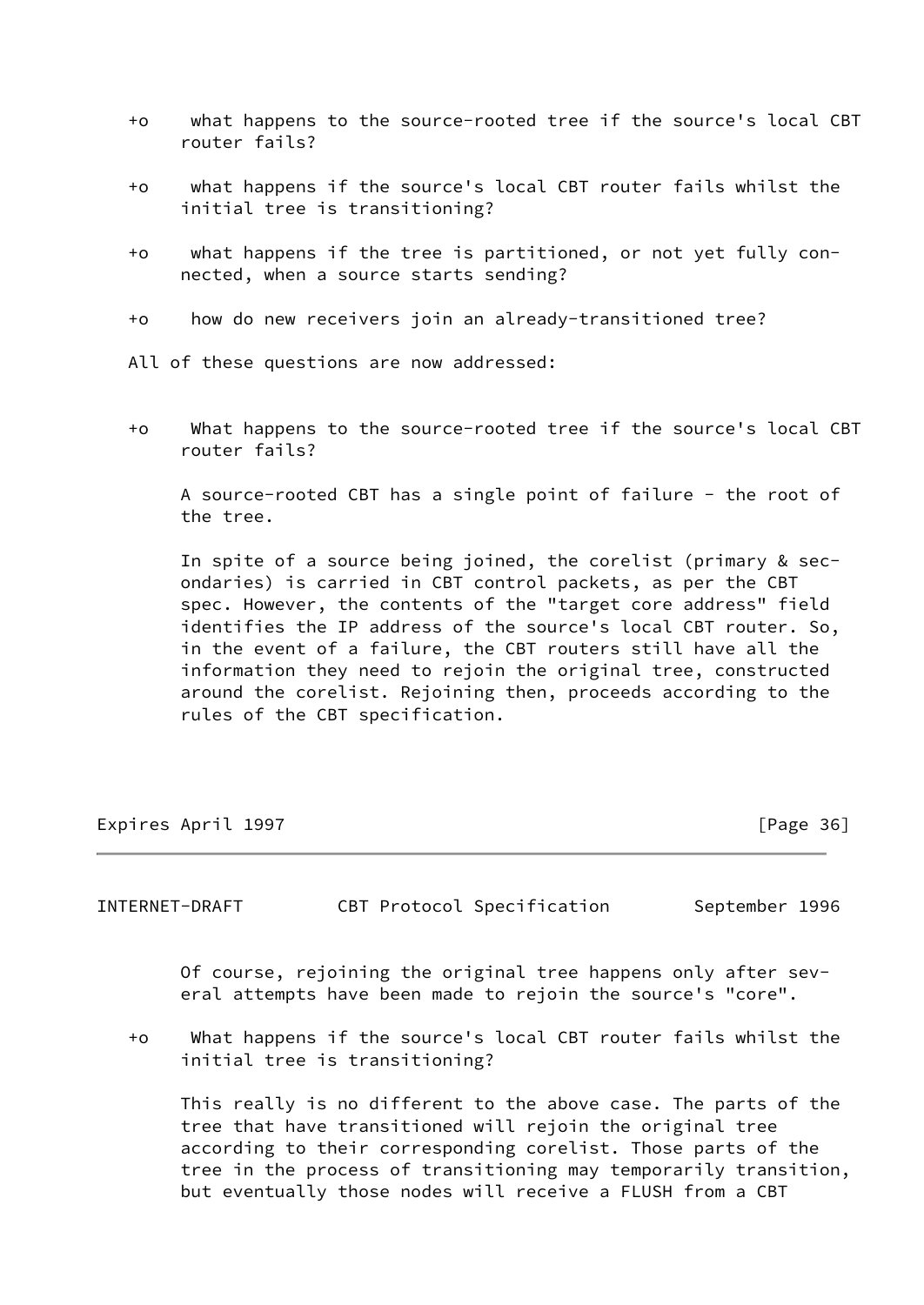- what happens to the source-rooted tree if the source's local CBT router fails?

- what happens if the source's local CBT router fails whilst the initial tree is transitioning?

- what happens if the tree is partitioned, or not yet fully connected, when a source starts sending?

- how do new receivers join an already-transitioned tree?

All of these questions are now addressed:

- What happens to the source-rooted tree if the source's local CBT router fails?

  A source-rooted CBT has a single point of failure - the root of the tree.

  In spite of a source being joined, the corelist (primary & secondaries) is carried in CBT control packets, as per the CBT spec. However, the contents of the "target core address" field identifies the IP address of the source's local CBT router. So, in the event of a failure, the CBT routers still have all the information they need to rejoin the original tree, constructed around the corelist. Rejoining then, proceeds according to the rules of the CBT specification.

  Of course, rejoining the original tree happens only after several attempts have been made to rejoin the source's "core".

- What happens if the source's local CBT router fails whilst the initial tree is transitioning?

  This really is no different to the above case. The parts of the tree that have transitioned will rejoin the original tree according to their corresponding corelist. Those parts of the tree in the process of transitioning may temporarily transition, but eventually those nodes will receive a FLUSH from a CBT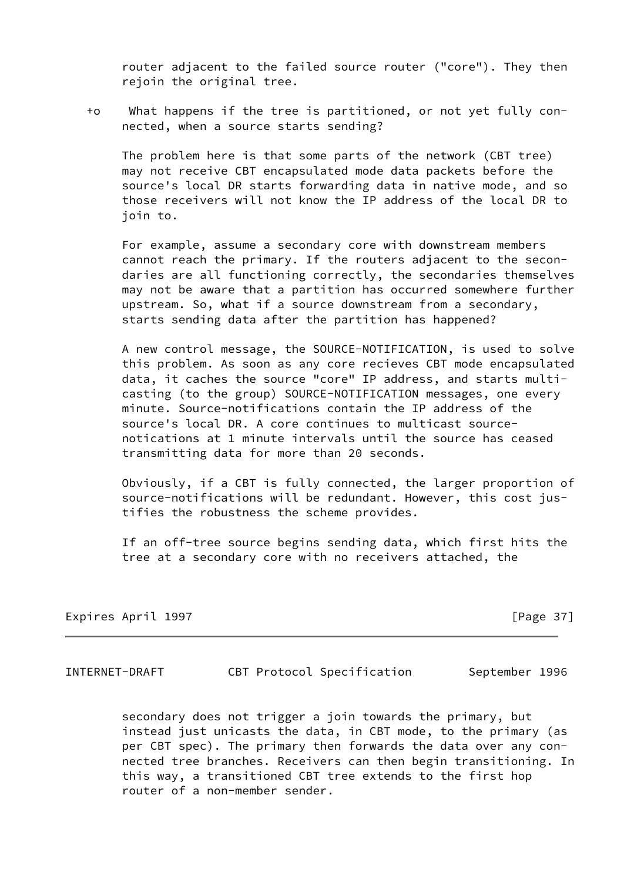router adjacent to the failed source router ("core"). They then rejoin the original tree.

+o What happens if the tree is partitioned, or not yet fully connected, when a source starts sending?

The problem here is that some parts of the network (CBT tree) may not receive CBT encapsulated mode data packets before the source's local DR starts forwarding data in native mode, and so those receivers will not know the IP address of the local DR to join to.

For example, assume a secondary core with downstream members cannot reach the primary. If the routers adjacent to the secondaries are all functioning correctly, the secondaries themselves may not be aware that a partition has occurred somewhere further upstream. So, what if a source downstream from a secondary, starts sending data after the partition has happened?

A new control message, the SOURCE-NOTIFICATION, is used to solve this problem. As soon as any core recieves CBT mode encapsulated data, it caches the source "core" IP address, and starts multicasting (to the group) SOURCE-NOTIFICATION messages, one every minute. Source-notifications contain the IP address of the source's local DR. A core continues to multicast source-notications at 1 minute intervals until the source has ceased transmitting data for more than 20 seconds.

Obviously, if a CBT is fully connected, the larger proportion of source-notifications will be redundant. However, this cost justifies the robustness the scheme provides.

If an off-tree source begins sending data, which first hits the tree at a secondary core with no receivers attached, the secondary does not trigger a join towards the primary, but instead just unicasts the data, in CBT mode, to the primary (as per CBT spec). The primary then forwards the data over any connected tree branches. Receivers can then begin transitioning. In this way, a transitioned CBT tree extends to the first hop router of a non-member sender.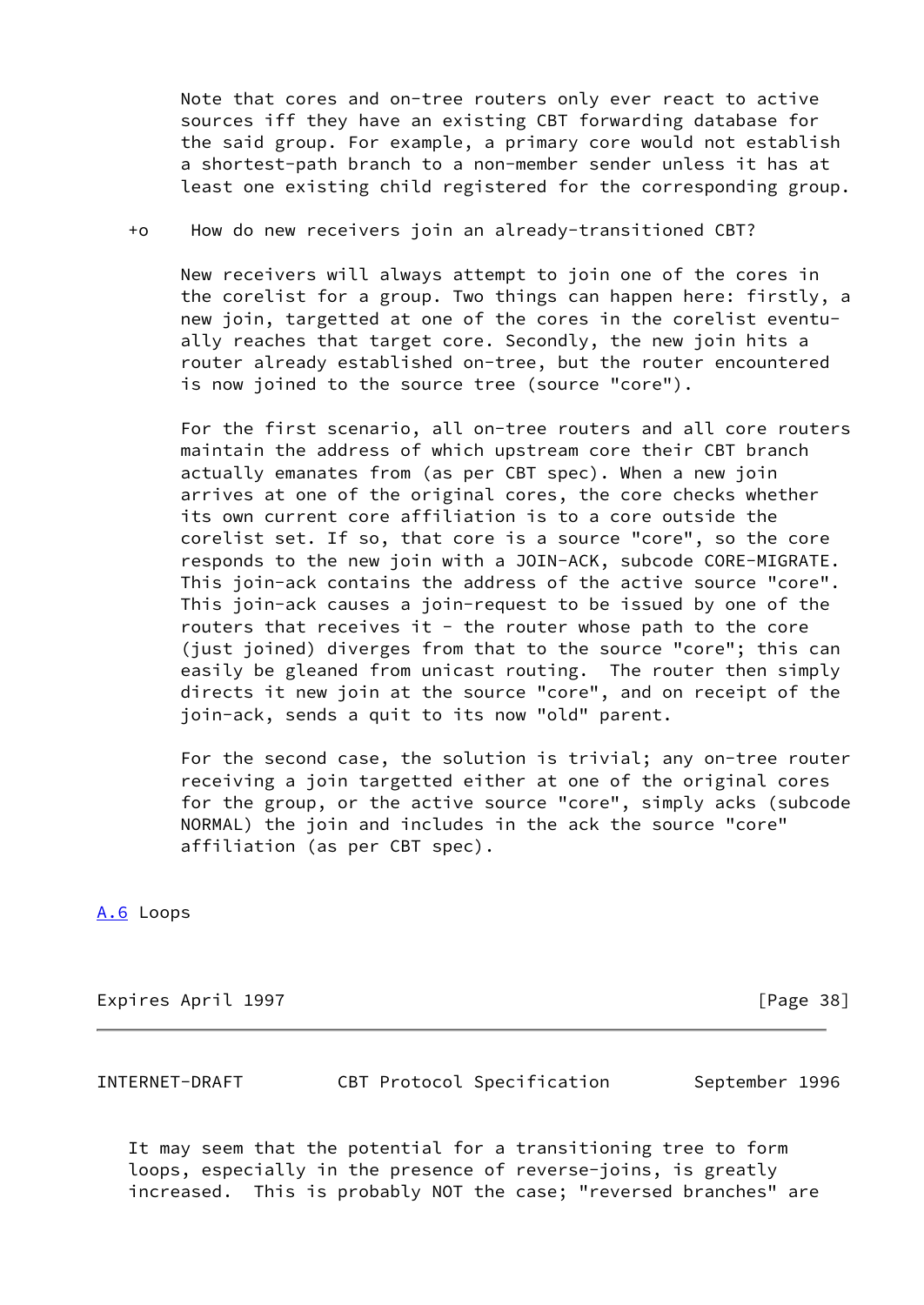Note that cores and on-tree routers only ever react to active sources iff they have an existing CBT forwarding database for the said group. For example, a primary core would not establish a shortest-path branch to a non-member sender unless it has at least one existing child registered for the corresponding group.

+o How do new receivers join an already-transitioned CBT?

New receivers will always attempt to join one of the cores in the corelist for a group. Two things can happen here: firstly, a new join, targetted at one of the cores in the corelist eventually reaches that target core. Secondly, the new join hits a router already established on-tree, but the router encountered is now joined to the source tree (source "core").

For the first scenario, all on-tree routers and all core routers maintain the address of which upstream core their CBT branch actually emanates from (as per CBT spec). When a new join arrives at one of the original cores, the core checks whether its own current core affiliation is to a core outside the corelist set. If so, that core is a source "core", so the core responds to the new join with a JOIN-ACK, subcode CORE-MIGRATE. This join-ack contains the address of the active source "core". This join-ack causes a join-request to be issued by one of the routers that receives it - the router whose path to the core (just joined) diverges from that to the source "core"; this can easily be gleaned from unicast routing. The router then simply directs it new join at the source "core", and on receipt of the join-ack, sends a quit to its now "old" parent.

For the second case, the solution is trivial; any on-tree router receiving a join targetted either at one of the original cores for the group, or the active source "core", simply acks (subcode NORMAL) the join and includes in the ack the source "core" affiliation (as per CBT spec).

## A.6 Loops

It may seem that the potential for a transitioning tree to form loops, especially in the presence of reverse-joins, is greatly increased. This is probably NOT the case; "reversed branches" are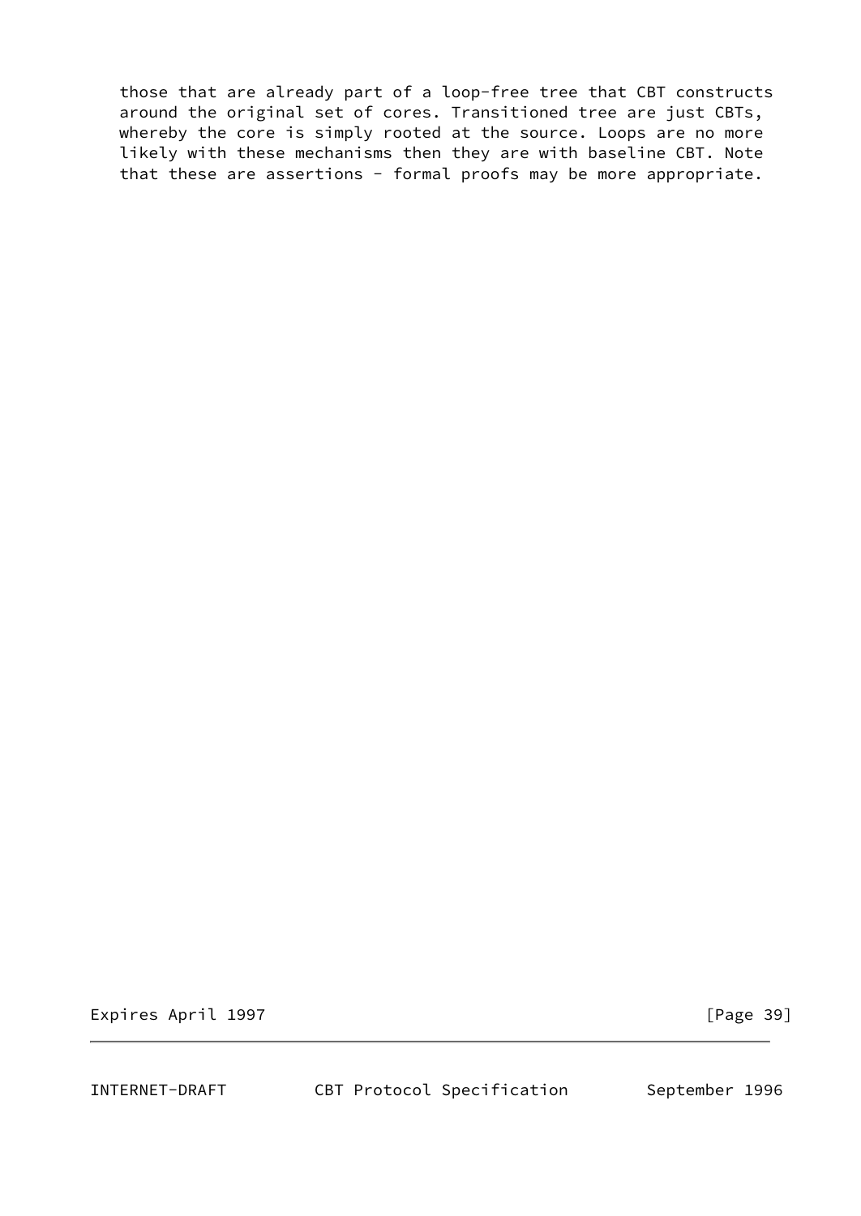those that are already part of a loop-free tree that CBT constructs around the original set of cores. Transitioned tree are just CBTs, whereby the core is simply rooted at the source. Loops are no more likely with these mechanisms then they are with baseline CBT. Note that these are assertions - formal proofs may be more appropriate.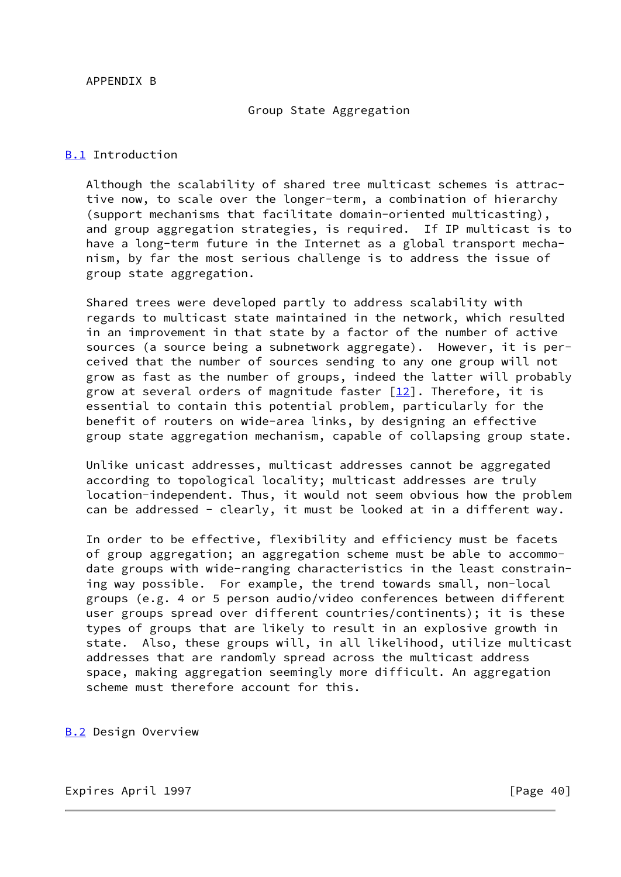APPENDIX B

## Group State Aggregation

### B.1 Introduction

Although the scalability of shared tree multicast schemes is attractive now, to scale over the longer-term, a combination of hierarchy (support mechanisms that facilitate domain-oriented multicasting), and group aggregation strategies, is required. If IP multicast is to have a long-term future in the Internet as a global transport mechanism, by far the most serious challenge is to address the issue of group state aggregation.

Shared trees were developed partly to address scalability with regards to multicast state maintained in the network, which resulted in an improvement in that state by a factor of the number of active sources (a source being a subnetwork aggregate). However, it is perceived that the number of sources sending to any one group will not grow as fast as the number of groups, indeed the latter will probably grow at several orders of magnitude faster [12]. Therefore, it is essential to contain this potential problem, particularly for the benefit of routers on wide-area links, by designing an effective group state aggregation mechanism, capable of collapsing group state.

Unlike unicast addresses, multicast addresses cannot be aggregated according to topological locality; multicast addresses are truly location-independent. Thus, it would not seem obvious how the problem can be addressed - clearly, it must be looked at in a different way.

In order to be effective, flexibility and efficiency must be facets of group aggregation; an aggregation scheme must be able to accommodate groups with wide-ranging characteristics in the least constraining way possible. For example, the trend towards small, non-local groups (e.g. 4 or 5 person audio/video conferences between different user groups spread over different countries/continents); it is these types of groups that are likely to result in an explosive growth in state. Also, these groups will, in all likelihood, utilize multicast addresses that are randomly spread across the multicast address space, making aggregation seemingly more difficult. An aggregation scheme must therefore account for this.

### B.2 Design Overview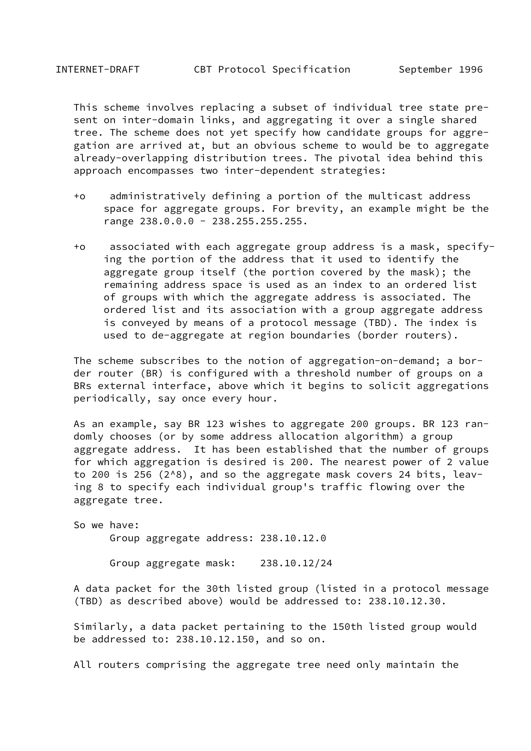This scheme involves replacing a subset of individual tree state present on inter-domain links, and aggregating it over a single shared tree. The scheme does not yet specify how candidate groups for aggregation are arrived at, but an obvious scheme to would be to aggregate already-overlapping distribution trees. The pivotal idea behind this approach encompasses two inter-dependent strategies:

- administratively defining a portion of the multicast address space for aggregate groups. For brevity, an example might be the range 238.0.0.0 - 238.255.255.255.

- associated with each aggregate group address is a mask, specifying the portion of the address that it used to identify the aggregate group itself (the portion covered by the mask); the remaining address space is used as an index to an ordered list of groups with which the aggregate address is associated. The ordered list and its association with a group aggregate address is conveyed by means of a protocol message (TBD). The index is used to de-aggregate at region boundaries (border routers).

The scheme subscribes to the notion of aggregation-on-demand; a border router (BR) is configured with a threshold number of groups on a BRs external interface, above which it begins to solicit aggregations periodically, say once every hour.

As an example, say BR 123 wishes to aggregate 200 groups. BR 123 randomly chooses (or by some address allocation algorithm) a group aggregate address. It has been established that the number of groups for which aggregation is desired is 200. The nearest power of 2 value to 200 is 256 (2^8), and so the aggregate mask covers 24 bits, leaving 8 to specify each individual group's traffic flowing over the aggregate tree.

So we have:

```
      Group aggregate address: 238.10.12.0

      Group aggregate mask:    238.10.12/24
```

A data packet for the 30th listed group (listed in a protocol message (TBD) as described above) would be addressed to: 238.10.12.30.

Similarly, a data packet pertaining to the 150th listed group would be addressed to: 238.10.12.150, and so on.

All routers comprising the aggregate tree need only maintain the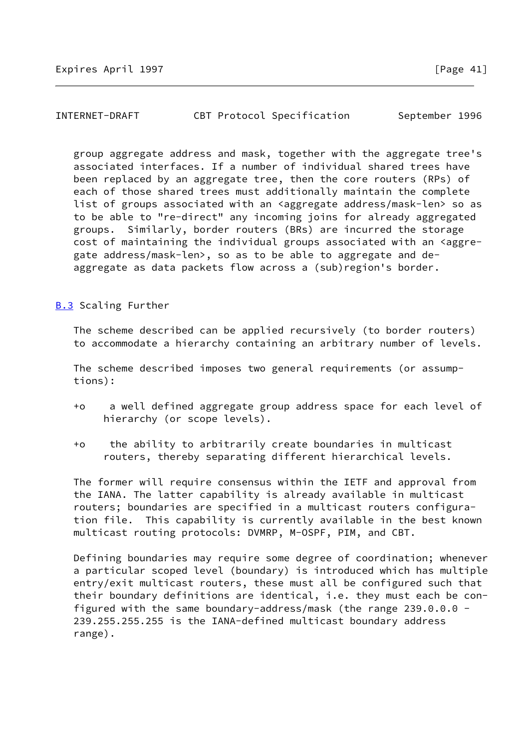group aggregate address and mask, together with the aggregate tree's associated interfaces. If a number of individual shared trees have been replaced by an aggregate tree, then the core routers (RPs) of each of those shared trees must additionally maintain the complete list of groups associated with an <aggregate address/mask-len> so as to be able to "re-direct" any incoming joins for already aggregated groups. Similarly, border routers (BRs) are incurred the storage cost of maintaining the individual groups associated with an <aggregate address/mask-len>, so as to be able to aggregate and de-aggregate as data packets flow across a (sub)region's border.

### B.3 Scaling Further

The scheme described can be applied recursively (to border routers) to accommodate a hierarchy containing an arbitrary number of levels.

The scheme described imposes two general requirements (or assumptions):

- a well defined aggregate group address space for each level of hierarchy (or scope levels).

- the ability to arbitrarily create boundaries in multicast routers, thereby separating different hierarchical levels.

The former will require consensus within the IETF and approval from the IANA. The latter capability is already available in multicast routers; boundaries are specified in a multicast routers configuration file. This capability is currently available in the best known multicast routing protocols: DVMRP, M-OSPF, PIM, and CBT.

Defining boundaries may require some degree of coordination; whenever a particular scoped level (boundary) is introduced which has multiple entry/exit multicast routers, these must all be configured such that their boundary definitions are identical, i.e. they must each be configured with the same boundary-address/mask (the range 239.0.0.0 - 239.255.255.255 is the IANA-defined multicast boundary address range).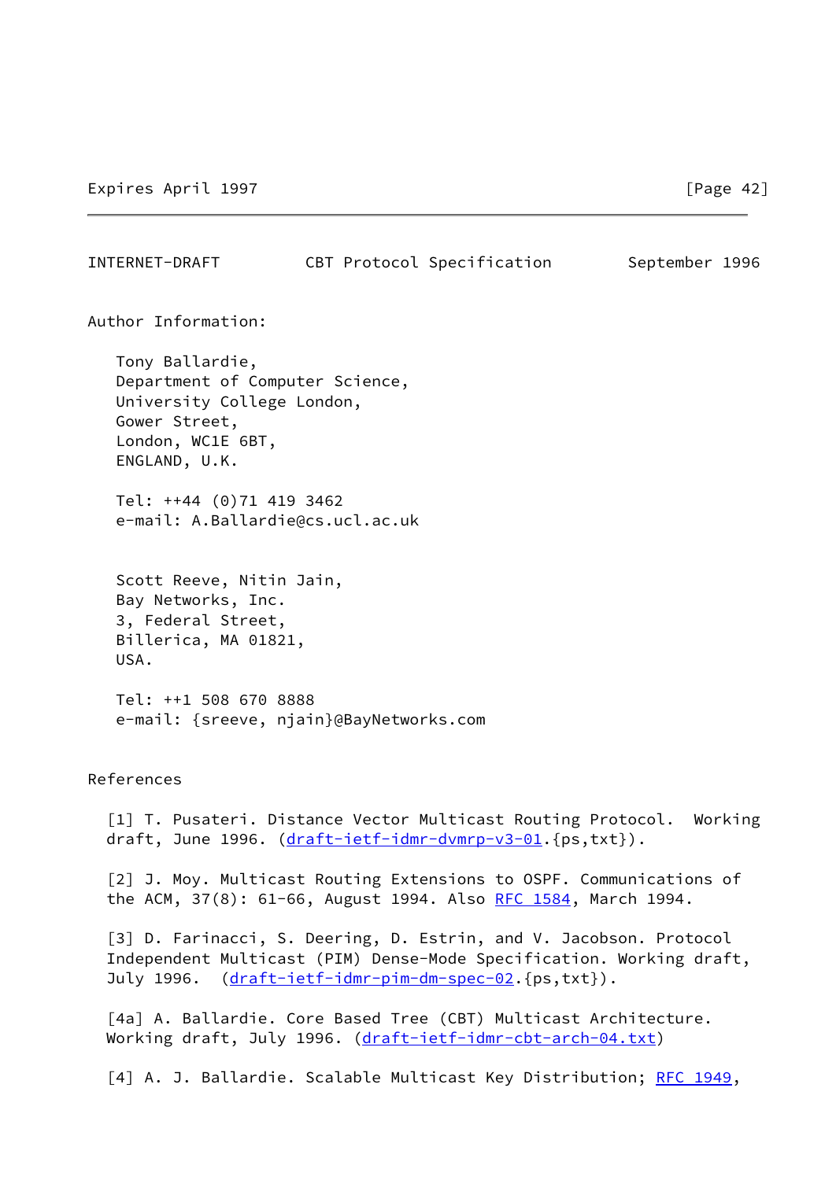## Author Information:

Tony Ballardie,
Department of Computer Science,
University College London,
Gower Street,
London, WC1E 6BT,
ENGLAND, U.K.

Tel: ++44 (0)71 419 3462
e-mail: A.Ballardie@cs.ucl.ac.uk

Scott Reeve, Nitin Jain,
Bay Networks, Inc.
3, Federal Street,
Billerica, MA 01821,
USA.

Tel: ++1 508 670 8888
e-mail: {sreeve, njain}@BayNetworks.com

## References

[1] T. Pusateri. Distance Vector Multicast Routing Protocol. Working draft, June 1996. (draft-ietf-idmr-dvmrp-v3-01.{ps,txt}).

[2] J. Moy. Multicast Routing Extensions to OSPF. Communications of the ACM, 37(8): 61-66, August 1994. Also RFC 1584, March 1994.

[3] D. Farinacci, S. Deering, D. Estrin, and V. Jacobson. Protocol Independent Multicast (PIM) Dense-Mode Specification. Working draft, July 1996. (draft-ietf-idmr-pim-dm-spec-02.{ps,txt}).

[4a] A. Ballardie. Core Based Tree (CBT) Multicast Architecture. Working draft, July 1996. (draft-ietf-idmr-cbt-arch-04.txt)

[4] A. J. Ballardie. Scalable Multicast Key Distribution; RFC 1949,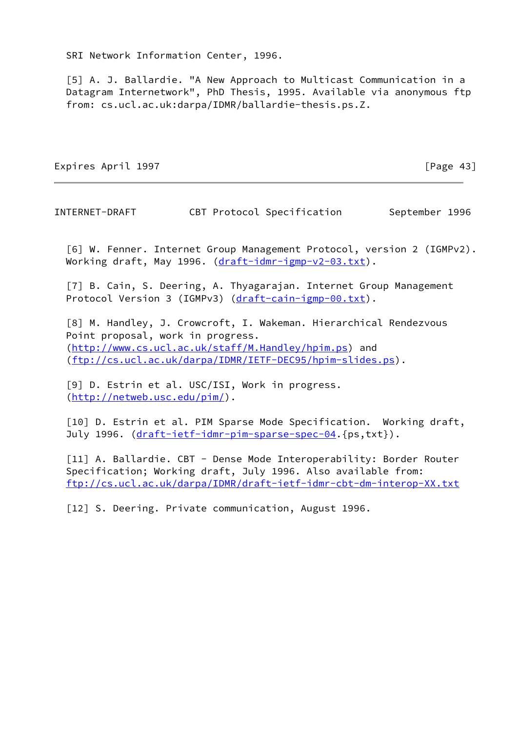SRI Network Information Center, 1996.

[5] A. J. Ballardie. "A New Approach to Multicast Communication in a Datagram Internetwork", PhD Thesis, 1995. Available via anonymous ftp from: cs.ucl.ac.uk:darpa/IDMR/ballardie-thesis.ps.Z.

[6] W. Fenner. Internet Group Management Protocol, version 2 (IGMPv2). Working draft, May 1996. (draft-idmr-igmp-v2-03.txt).

[7] B. Cain, S. Deering, A. Thyagarajan. Internet Group Management Protocol Version 3 (IGMPv3) (draft-cain-igmp-00.txt).

[8] M. Handley, J. Crowcroft, I. Wakeman. Hierarchical Rendezvous Point proposal, work in progress. (http://www.cs.ucl.ac.uk/staff/M.Handley/hpim.ps) and (ftp://cs.ucl.ac.uk/darpa/IDMR/IETF-DEC95/hpim-slides.ps).

[9] D. Estrin et al. USC/ISI, Work in progress. (http://netweb.usc.edu/pim/).

[10] D. Estrin et al. PIM Sparse Mode Specification. Working draft, July 1996. (draft-ietf-idmr-pim-sparse-spec-04.{ps,txt}).

[11] A. Ballardie. CBT - Dense Mode Interoperability: Border Router Specification; Working draft, July 1996. Also available from: ftp://cs.ucl.ac.uk/darpa/IDMR/draft-ietf-idmr-cbt-dm-interop-XX.txt

[12] S. Deering. Private communication, August 1996.